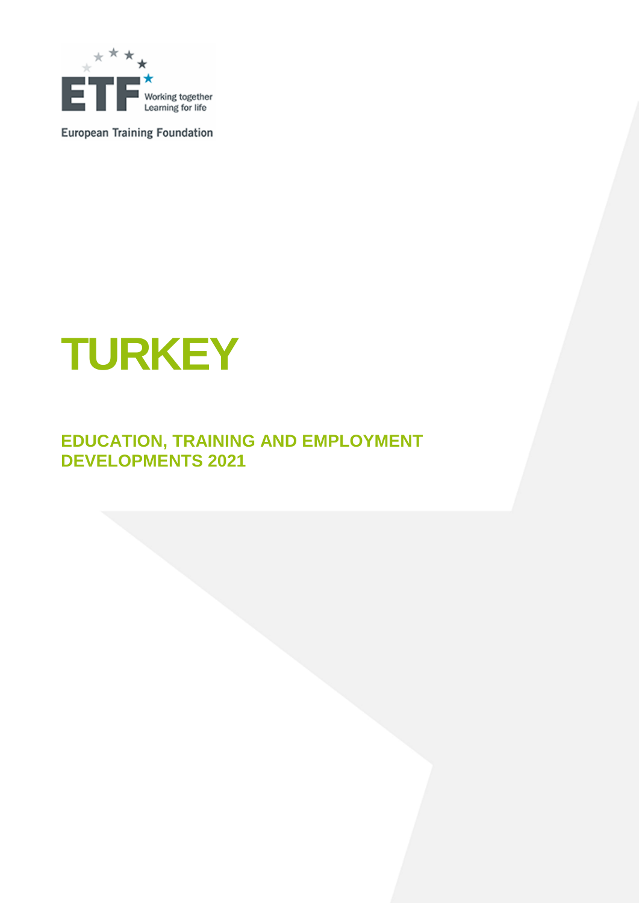European Training Foundation

# TURKEY

## EDUCATION, TRAINING AND EMPLOYMENT DEVELOPMENTS 2021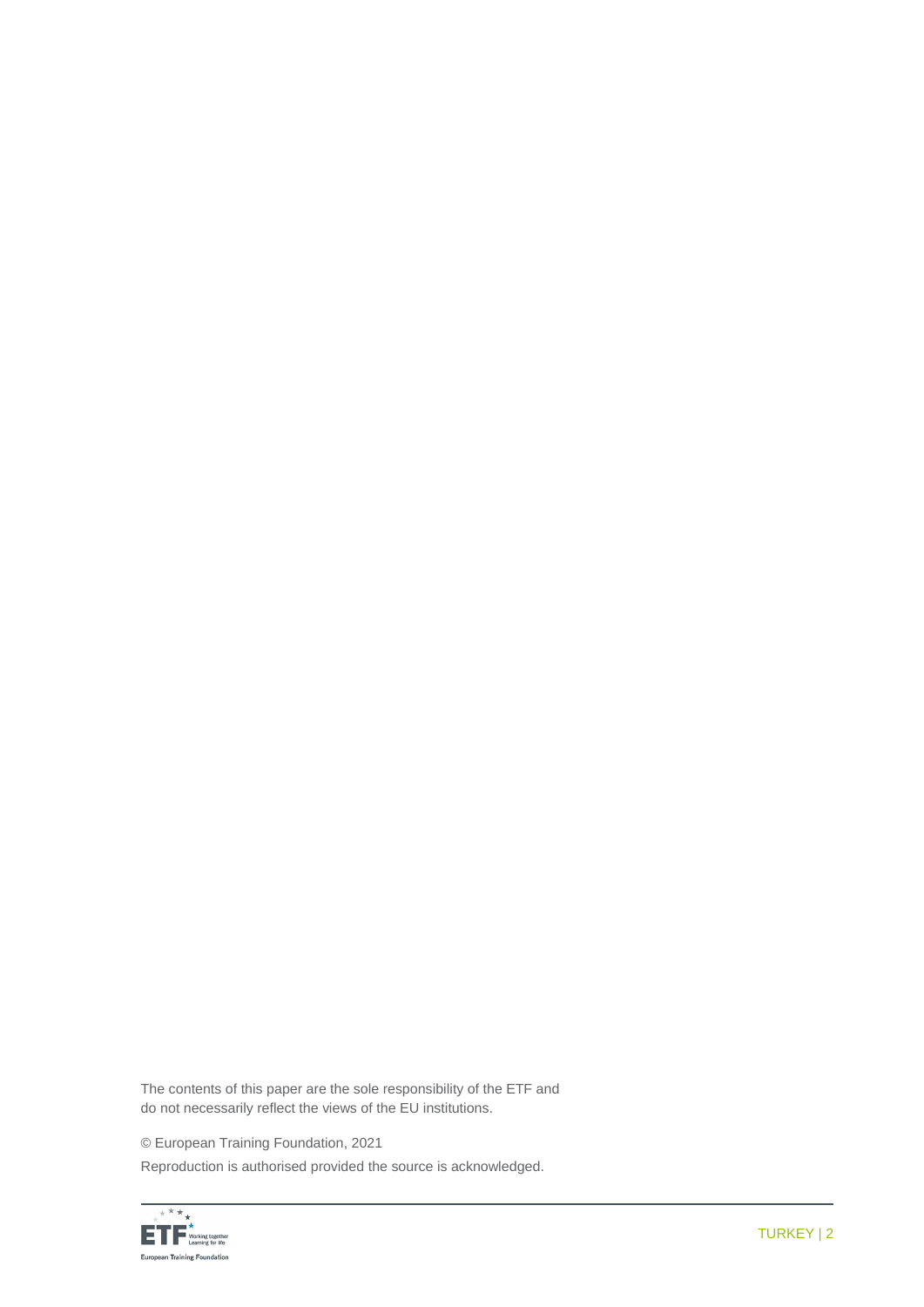The contents of this paper are the sole responsibility of the ETF and do not necessarily reflect the views of the EU institutions.

© European Training Foundation, 2021

Reproduction is authorised provided the source is acknowledged.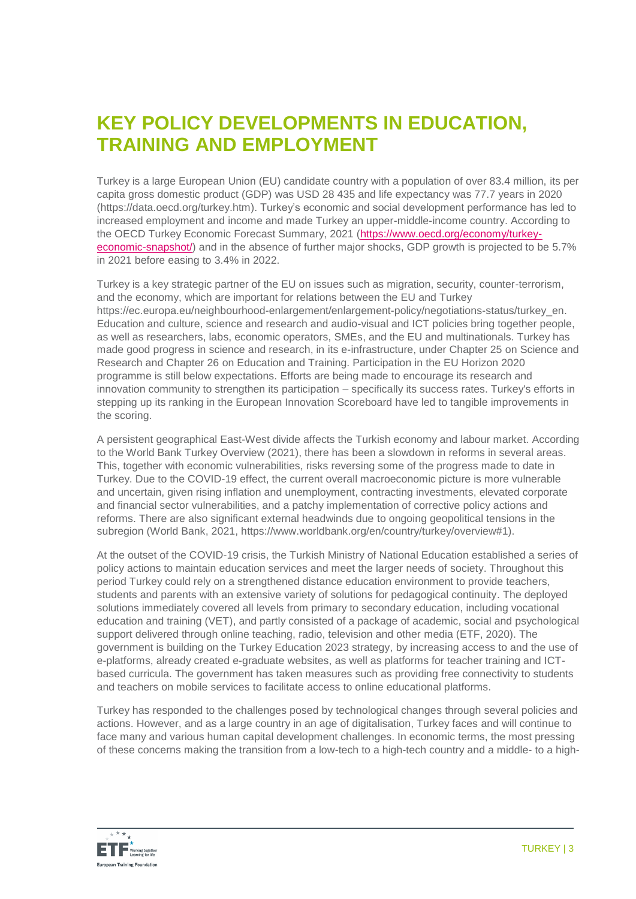# KEY POLICY DEVELOPMENTS IN EDUCATION, TRAINING AND EMPLOYMENT

Turkey is a large European Union (EU) candidate country with a population of over 83.4 million, its per capita gross domestic product (GDP) was USD 28 435 and life expectancy was 77.7 years in 2020 (https://data.oecd.org/turkey.htm). Turkey's economic and social development performance has led to increased employment and income and made Turkey an upper-middle-income country. According to the OECD Turkey Economic Forecast Summary, 2021 ([https://www.oecd.org/economy/turkey-economic-snapshot/](https://www.oecd.org/economy/turkey-economic-snapshot/)) and in the absence of further major shocks, GDP growth is projected to be 5.7% in 2021 before easing to 3.4% in 2022.

Turkey is a key strategic partner of the EU on issues such as migration, security, counter-terrorism, and the economy, which are important for relations between the EU and Turkey https://ec.europa.eu/neighbourhood-enlargement/enlargement-policy/negotiations-status/turkey_en. Education and culture, science and research and audio-visual and ICT policies bring together people, as well as researchers, labs, economic operators, SMEs, and the EU and multinationals. Turkey has made good progress in science and research, in its e-infrastructure, under Chapter 25 on Science and Research and Chapter 26 on Education and Training. Participation in the EU Horizon 2020 programme is still below expectations. Efforts are being made to encourage its research and innovation community to strengthen its participation – specifically its success rates. Turkey's efforts in stepping up its ranking in the European Innovation Scoreboard have led to tangible improvements in the scoring.

A persistent geographical East-West divide affects the Turkish economy and labour market. According to the World Bank Turkey Overview (2021), there has been a slowdown in reforms in several areas. This, together with economic vulnerabilities, risks reversing some of the progress made to date in Turkey. Due to the COVID-19 effect, the current overall macroeconomic picture is more vulnerable and uncertain, given rising inflation and unemployment, contracting investments, elevated corporate and financial sector vulnerabilities, and a patchy implementation of corrective policy actions and reforms. There are also significant external headwinds due to ongoing geopolitical tensions in the subregion (World Bank, 2021, https://www.worldbank.org/en/country/turkey/overview#1).

At the outset of the COVID-19 crisis, the Turkish Ministry of National Education established a series of policy actions to maintain education services and meet the larger needs of society. Throughout this period Turkey could rely on a strengthened distance education environment to provide teachers, students and parents with an extensive variety of solutions for pedagogical continuity. The deployed solutions immediately covered all levels from primary to secondary education, including vocational education and training (VET), and partly consisted of a package of academic, social and psychological support delivered through online teaching, radio, television and other media (ETF, 2020). The government is building on the Turkey Education 2023 strategy, by increasing access to and the use of e-platforms, already created e-graduate websites, as well as platforms for teacher training and ICT-based curricula. The government has taken measures such as providing free connectivity to students and teachers on mobile services to facilitate access to online educational platforms.

Turkey has responded to the challenges posed by technological changes through several policies and actions. However, and as a large country in an age of digitalisation, Turkey faces and will continue to face many and various human capital development challenges. In economic terms, the most pressing of these concerns making the transition from a low-tech to a high-tech country and a middle- to a high-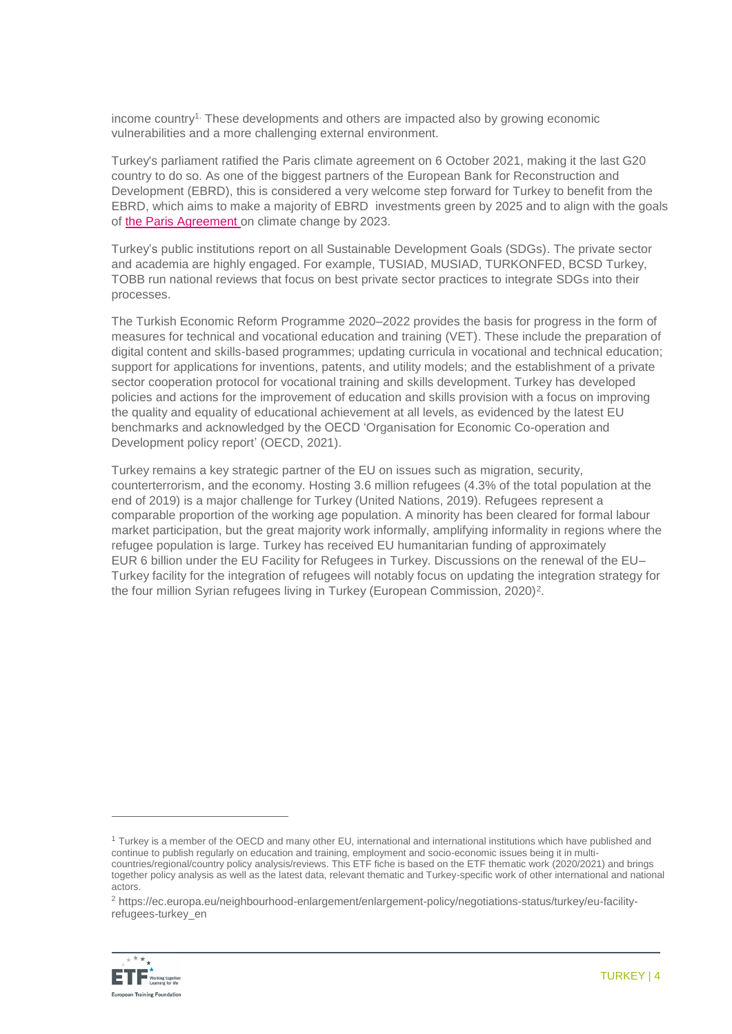income country[1]. These developments and others are impacted also by growing economic vulnerabilities and a more challenging external environment.

Turkey's parliament ratified the Paris climate agreement on 6 October 2021, making it the last G20 country to do so. As one of the biggest partners of the European Bank for Reconstruction and Development (EBRD), this is considered a very welcome step forward for Turkey to benefit from the EBRD, which aims to make a majority of EBRD investments green by 2025 and to align with the goals of the Paris Agreement on climate change by 2023.

Turkey's public institutions report on all Sustainable Development Goals (SDGs). The private sector and academia are highly engaged. For example, TUSIAD, MUSIAD, TURKONFED, BCSD Turkey, TOBB run national reviews that focus on best private sector practices to integrate SDGs into their processes.

The Turkish Economic Reform Programme 2020–2022 provides the basis for progress in the form of measures for technical and vocational education and training (VET). These include the preparation of digital content and skills-based programmes; updating curricula in vocational and technical education; support for applications for inventions, patents, and utility models; and the establishment of a private sector cooperation protocol for vocational training and skills development. Turkey has developed policies and actions for the improvement of education and skills provision with a focus on improving the quality and equality of educational achievement at all levels, as evidenced by the latest EU benchmarks and acknowledged by the OECD 'Organisation for Economic Co-operation and Development policy report' (OECD, 2021).

Turkey remains a key strategic partner of the EU on issues such as migration, security, counterterrorism, and the economy. Hosting 3.6 million refugees (4.3% of the total population at the end of 2019) is a major challenge for Turkey (United Nations, 2019). Refugees represent a comparable proportion of the working age population. A minority has been cleared for formal labour market participation, but the great majority work informally, amplifying informality in regions where the refugee population is large. Turkey has received EU humanitarian funding of approximately EUR 6 billion under the EU Facility for Refugees in Turkey. Discussions on the renewal of the EU–Turkey facility for the integration of refugees will notably focus on updating the integration strategy for the four million Syrian refugees living in Turkey (European Commission, 2020)[2].

---

[1] Turkey is a member of the OECD and many other EU, international and international institutions which have published and continue to publish regularly on education and training, employment and socio-economic issues being it in multi-countries/regional/country policy analysis/reviews. This ETF fiche is based on the ETF thematic work (2020/2021) and brings together policy analysis as well as the latest data, relevant thematic and Turkey-specific work of other international and national actors.

[2] https://ec.europa.eu/neighbourhood-enlargement/enlargement-policy/negotiations-status/turkey/eu-facility-refugees-turkey_en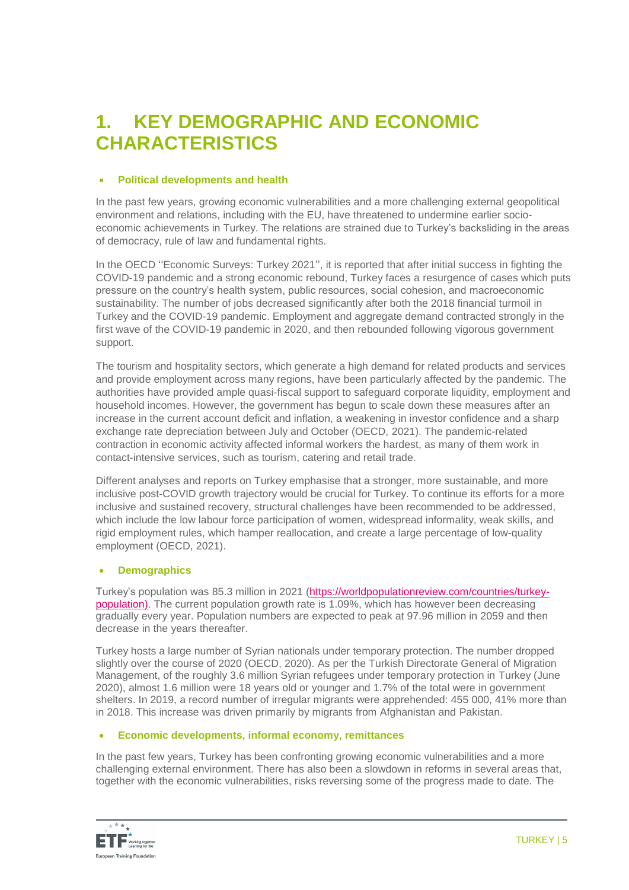# 1. KEY DEMOGRAPHIC AND ECONOMIC CHARACTERISTICS

- **Political developments and health**

In the past few years, growing economic vulnerabilities and a more challenging external geopolitical environment and relations, including with the EU, have threatened to undermine earlier socio-economic achievements in Turkey. The relations are strained due to Turkey's backsliding in the areas of democracy, rule of law and fundamental rights.

In the OECD ''Economic Surveys: Turkey 2021'', it is reported that after initial success in fighting the COVID-19 pandemic and a strong economic rebound, Turkey faces a resurgence of cases which puts pressure on the country's health system, public resources, social cohesion, and macroeconomic sustainability. The number of jobs decreased significantly after both the 2018 financial turmoil in Turkey and the COVID-19 pandemic. Employment and aggregate demand contracted strongly in the first wave of the COVID-19 pandemic in 2020, and then rebounded following vigorous government support.

The tourism and hospitality sectors, which generate a high demand for related products and services and provide employment across many regions, have been particularly affected by the pandemic. The authorities have provided ample quasi-fiscal support to safeguard corporate liquidity, employment and household incomes. However, the government has begun to scale down these measures after an increase in the current account deficit and inflation, a weakening in investor confidence and a sharp exchange rate depreciation between July and October (OECD, 2021). The pandemic-related contraction in economic activity affected informal workers the hardest, as many of them work in contact-intensive services, such as tourism, catering and retail trade.

Different analyses and reports on Turkey emphasise that a stronger, more sustainable, and more inclusive post-COVID growth trajectory would be crucial for Turkey. To continue its efforts for a more inclusive and sustained recovery, structural challenges have been recommended to be addressed, which include the low labour force participation of women, widespread informality, weak skills, and rigid employment rules, which hamper reallocation, and create a large percentage of low-quality employment (OECD, 2021).

- **Demographics**

Turkey's population was 85.3 million in 2021 (https://worldpopulationreview.com/countries/turkey-population). The current population growth rate is 1.09%, which has however been decreasing gradually every year. Population numbers are expected to peak at 97.96 million in 2059 and then decrease in the years thereafter.

Turkey hosts a large number of Syrian nationals under temporary protection. The number dropped slightly over the course of 2020 (OECD, 2020). As per the Turkish Directorate General of Migration Management, of the roughly 3.6 million Syrian refugees under temporary protection in Turkey (June 2020), almost 1.6 million were 18 years old or younger and 1.7% of the total were in government shelters. In 2019, a record number of irregular migrants were apprehended: 455 000, 41% more than in 2018. This increase was driven primarily by migrants from Afghanistan and Pakistan.

- **Economic developments, informal economy, remittances**

In the past few years, Turkey has been confronting growing economic vulnerabilities and a more challenging external environment. There has also been a slowdown in reforms in several areas that, together with the economic vulnerabilities, risks reversing some of the progress made to date. The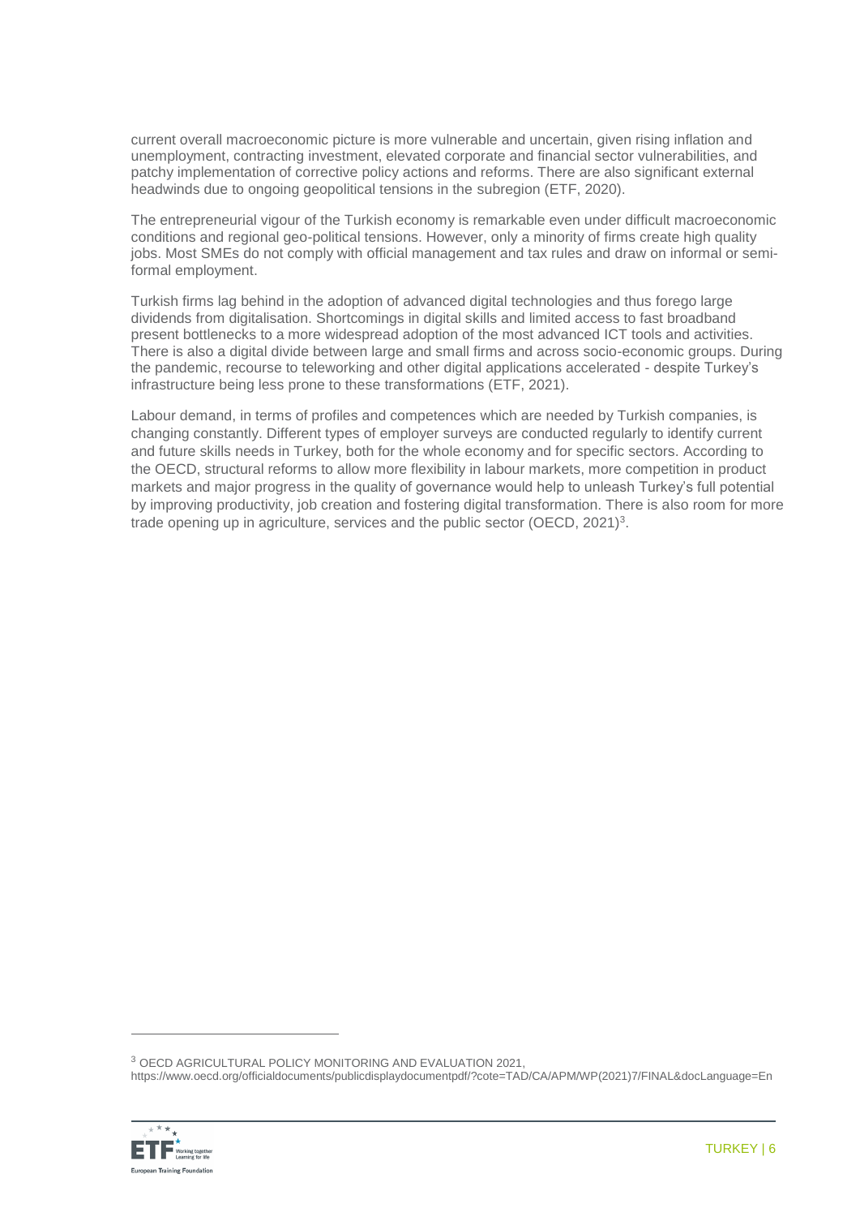current overall macroeconomic picture is more vulnerable and uncertain, given rising inflation and unemployment, contracting investment, elevated corporate and financial sector vulnerabilities, and patchy implementation of corrective policy actions and reforms. There are also significant external headwinds due to ongoing geopolitical tensions in the subregion (ETF, 2020).

The entrepreneurial vigour of the Turkish economy is remarkable even under difficult macroeconomic conditions and regional geo-political tensions. However, only a minority of firms create high quality jobs. Most SMEs do not comply with official management and tax rules and draw on informal or semi-formal employment.

Turkish firms lag behind in the adoption of advanced digital technologies and thus forego large dividends from digitalisation. Shortcomings in digital skills and limited access to fast broadband present bottlenecks to a more widespread adoption of the most advanced ICT tools and activities. There is also a digital divide between large and small firms and across socio-economic groups. During the pandemic, recourse to teleworking and other digital applications accelerated - despite Turkey's infrastructure being less prone to these transformations (ETF, 2021).

Labour demand, in terms of profiles and competences which are needed by Turkish companies, is changing constantly. Different types of employer surveys are conducted regularly to identify current and future skills needs in Turkey, both for the whole economy and for specific sectors. According to the OECD, structural reforms to allow more flexibility in labour markets, more competition in product markets and major progress in the quality of governance would help to unleash Turkey's full potential by improving productivity, job creation and fostering digital transformation. There is also room for more trade opening up in agriculture, services and the public sector (OECD, 2021)[3].

---

[3] OECD AGRICULTURAL POLICY MONITORING AND EVALUATION 2021, https://www.oecd.org/officialdocuments/publicdisplaydocumentpdf/?cote=TAD/CA/APM/WP(2021)7/FINAL&docLanguage=En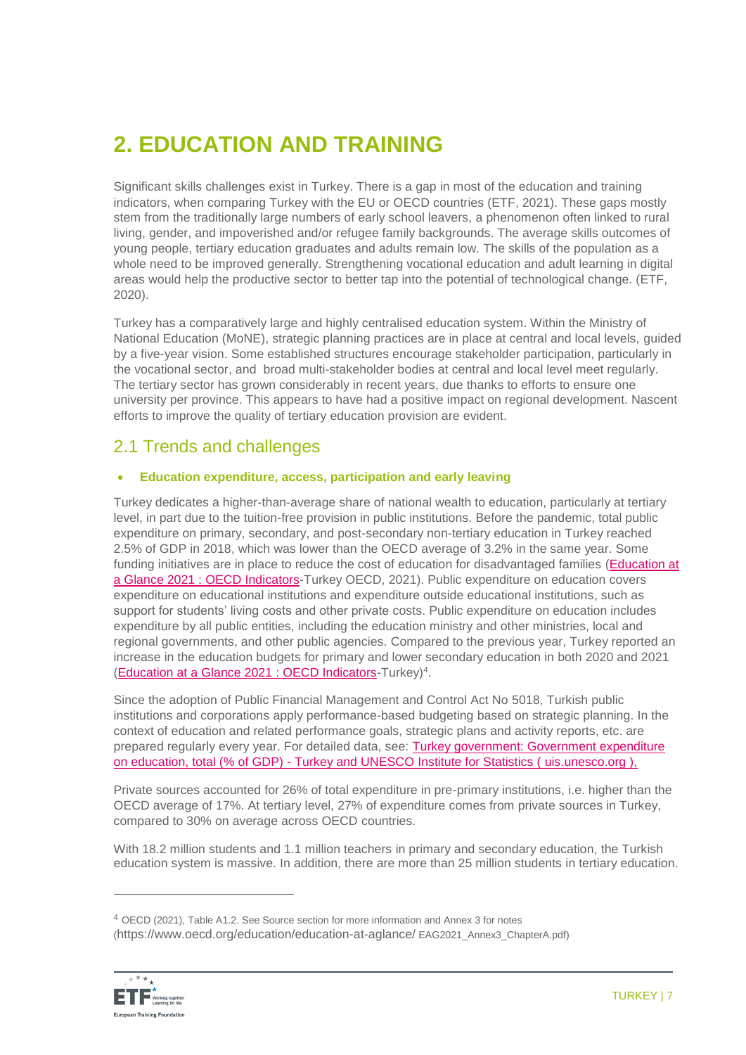# 2. EDUCATION AND TRAINING

Significant skills challenges exist in Turkey. There is a gap in most of the education and training indicators, when comparing Turkey with the EU or OECD countries (ETF, 2021). These gaps mostly stem from the traditionally large numbers of early school leavers, a phenomenon often linked to rural living, gender, and impoverished and/or refugee family backgrounds. The average skills outcomes of young people, tertiary education graduates and adults remain low. The skills of the population as a whole need to be improved generally. Strengthening vocational education and adult learning in digital areas would help the productive sector to better tap into the potential of technological change. (ETF, 2020).

Turkey has a comparatively large and highly centralised education system. Within the Ministry of National Education (MoNE), strategic planning practices are in place at central and local levels, guided by a five-year vision. Some established structures encourage stakeholder participation, particularly in the vocational sector, and broad multi-stakeholder bodies at central and local level meet regularly. The tertiary sector has grown considerably in recent years, due thanks to efforts to ensure one university per province. This appears to have had a positive impact on regional development. Nascent efforts to improve the quality of tertiary education provision are evident.

## 2.1 Trends and challenges

- **Education expenditure, access, participation and early leaving**

Turkey dedicates a higher-than-average share of national wealth to education, particularly at tertiary level, in part due to the tuition-free provision in public institutions. Before the pandemic, total public expenditure on primary, secondary, and post-secondary non-tertiary education in Turkey reached 2.5% of GDP in 2018, which was lower than the OECD average of 3.2% in the same year. Some funding initiatives are in place to reduce the cost of education for disadvantaged families (Education at a Glance 2021 : OECD Indicators-Turkey OECD, 2021). Public expenditure on education covers expenditure on educational institutions and expenditure outside educational institutions, such as support for students' living costs and other private costs. Public expenditure on education includes expenditure by all public entities, including the education ministry and other ministries, local and regional governments, and other public agencies. Compared to the previous year, Turkey reported an increase in the education budgets for primary and lower secondary education in both 2020 and 2021 (Education at a Glance 2021 : OECD Indicators-Turkey)[4].

Since the adoption of Public Financial Management and Control Act No 5018, Turkish public institutions and corporations apply performance-based budgeting based on strategic planning. In the context of education and related performance goals, strategic plans and activity reports, etc. are prepared regularly every year. For detailed data, see: Turkey government: Government expenditure on education, total (% of GDP) - Turkey and UNESCO Institute for Statistics ( uis.unesco.org ),

Private sources accounted for 26% of total expenditure in pre-primary institutions, i.e. higher than the OECD average of 17%. At tertiary level, 27% of expenditure comes from private sources in Turkey, compared to 30% on average across OECD countries.

With 18.2 million students and 1.1 million teachers in primary and secondary education, the Turkish education system is massive. In addition, there are more than 25 million students in tertiary education.

---

[4] OECD (2021), Table A1.2. See Source section for more information and Annex 3 for notes (https://www.oecd.org/education/education-at-aglance/ EAG2021_Annex3_ChapterA.pdf)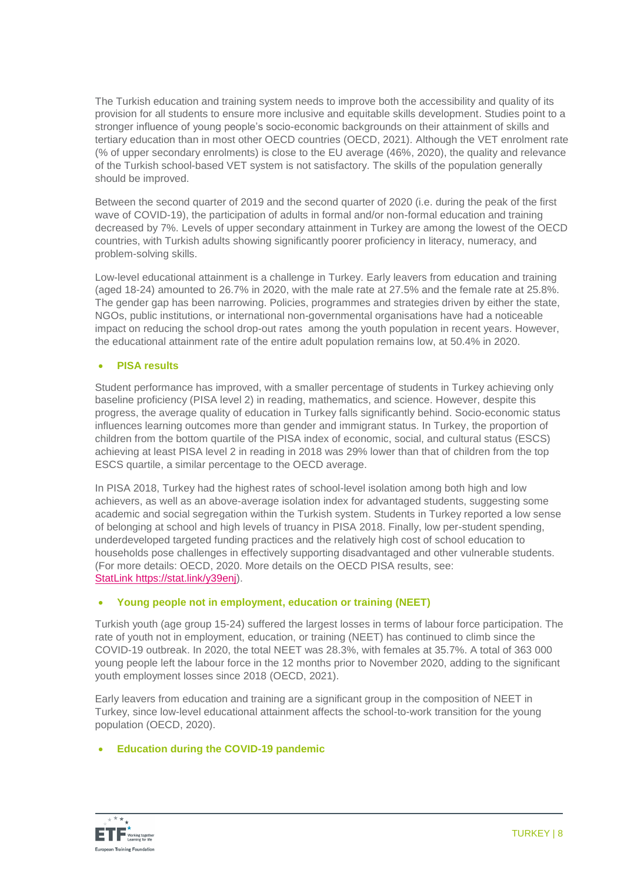The Turkish education and training system needs to improve both the accessibility and quality of its provision for all students to ensure more inclusive and equitable skills development. Studies point to a stronger influence of young people's socio-economic backgrounds on their attainment of skills and tertiary education than in most other OECD countries (OECD, 2021). Although the VET enrolment rate (% of upper secondary enrolments) is close to the EU average (46%, 2020), the quality and relevance of the Turkish school-based VET system is not satisfactory. The skills of the population generally should be improved.

Between the second quarter of 2019 and the second quarter of 2020 (i.e. during the peak of the first wave of COVID-19), the participation of adults in formal and/or non-formal education and training decreased by 7%. Levels of upper secondary attainment in Turkey are among the lowest of the OECD countries, with Turkish adults showing significantly poorer proficiency in literacy, numeracy, and problem-solving skills.

Low-level educational attainment is a challenge in Turkey. Early leavers from education and training (aged 18-24) amounted to 26.7% in 2020, with the male rate at 27.5% and the female rate at 25.8%. The gender gap has been narrowing. Policies, programmes and strategies driven by either the state, NGOs, public institutions, or international non-governmental organisations have had a noticeable impact on reducing the school drop-out rates among the youth population in recent years. However, the educational attainment rate of the entire adult population remains low, at 50.4% in 2020.

- **PISA results**

Student performance has improved, with a smaller percentage of students in Turkey achieving only baseline proficiency (PISA level 2) in reading, mathematics, and science. However, despite this progress, the average quality of education in Turkey falls significantly behind. Socio-economic status influences learning outcomes more than gender and immigrant status. In Turkey, the proportion of children from the bottom quartile of the PISA index of economic, social, and cultural status (ESCS) achieving at least PISA level 2 in reading in 2018 was 29% lower than that of children from the top ESCS quartile, a similar percentage to the OECD average.

In PISA 2018, Turkey had the highest rates of school-level isolation among both high and low achievers, as well as an above-average isolation index for advantaged students, suggesting some academic and social segregation within the Turkish system. Students in Turkey reported a low sense of belonging at school and high levels of truancy in PISA 2018. Finally, low per-student spending, underdeveloped targeted funding practices and the relatively high cost of school education to households pose challenges in effectively supporting disadvantaged and other vulnerable students. (For more details: OECD, 2020. More details on the OECD PISA results, see: StatLink https://stat.link/y39enj).

- **Young people not in employment, education or training (NEET)**

Turkish youth (age group 15-24) suffered the largest losses in terms of labour force participation. The rate of youth not in employment, education, or training (NEET) has continued to climb since the COVID-19 outbreak. In 2020, the total NEET was 28.3%, with females at 35.7%. A total of 363 000 young people left the labour force in the 12 months prior to November 2020, adding to the significant youth employment losses since 2018 (OECD, 2021).

Early leavers from education and training are a significant group in the composition of NEET in Turkey, since low-level educational attainment affects the school-to-work transition for the young population (OECD, 2020).

- **Education during the COVID-19 pandemic**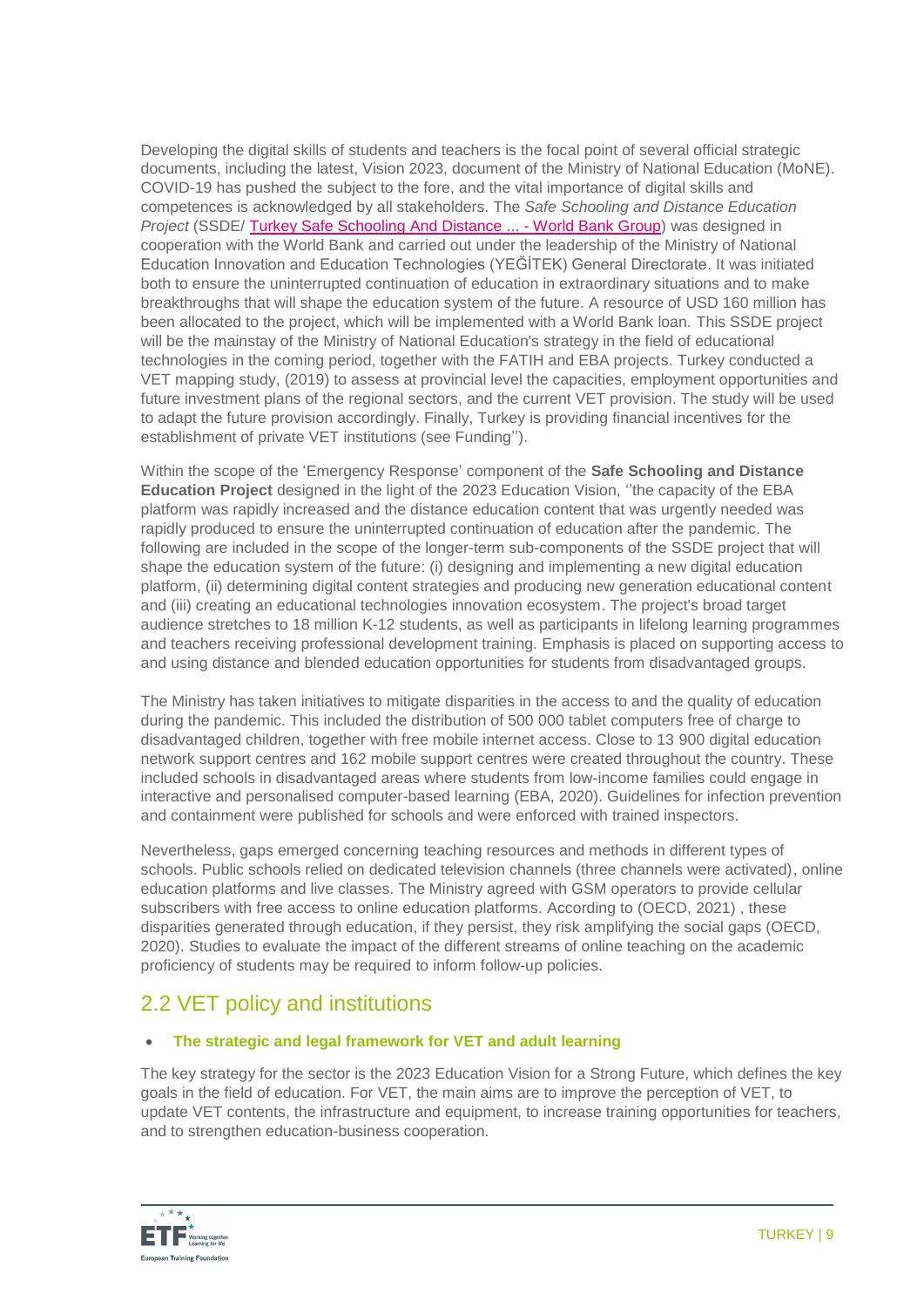Developing the digital skills of students and teachers is the focal point of several official strategic documents, including the latest, Vision 2023, document of the Ministry of National Education (MoNE). COVID-19 has pushed the subject to the fore, and the vital importance of digital skills and competences is acknowledged by all stakeholders. The *Safe Schooling and Distance Education Project* (SSDE/ [Turkey Safe Schooling And Distance ... - World Bank Group]) was designed in cooperation with the World Bank and carried out under the leadership of the Ministry of National Education Innovation and Education Technologies (YEĞİTEK) General Directorate. It was initiated both to ensure the uninterrupted continuation of education in extraordinary situations and to make breakthroughs that will shape the education system of the future. A resource of USD 160 million has been allocated to the project, which will be implemented with a World Bank loan. This SSDE project will be the mainstay of the Ministry of National Education's strategy in the field of educational technologies in the coming period, together with the FATIH and EBA projects. Turkey conducted a VET mapping study, (2019) to assess at provincial level the capacities, employment opportunities and future investment plans of the regional sectors, and the current VET provision. The study will be used to adapt the future provision accordingly. Finally, Turkey is providing financial incentives for the establishment of private VET institutions (see Funding'').

Within the scope of the 'Emergency Response' component of the **Safe Schooling and Distance Education Project** designed in the light of the 2023 Education Vision, ''the capacity of the EBA platform was rapidly increased and the distance education content that was urgently needed was rapidly produced to ensure the uninterrupted continuation of education after the pandemic. The following are included in the scope of the longer-term sub-components of the SSDE project that will shape the education system of the future: (i) designing and implementing a new digital education platform, (ii) determining digital content strategies and producing new generation educational content and (iii) creating an educational technologies innovation ecosystem. The project's broad target audience stretches to 18 million K-12 students, as well as participants in lifelong learning programmes and teachers receiving professional development training. Emphasis is placed on supporting access to and using distance and blended education opportunities for students from disadvantaged groups.

The Ministry has taken initiatives to mitigate disparities in the access to and the quality of education during the pandemic. This included the distribution of 500 000 tablet computers free of charge to disadvantaged children, together with free mobile internet access. Close to 13 900 digital education network support centres and 162 mobile support centres were created throughout the country. These included schools in disadvantaged areas where students from low-income families could engage in interactive and personalised computer-based learning (EBA, 2020). Guidelines for infection prevention and containment were published for schools and were enforced with trained inspectors.

Nevertheless, gaps emerged concerning teaching resources and methods in different types of schools. Public schools relied on dedicated television channels (three channels were activated), online education platforms and live classes. The Ministry agreed with GSM operators to provide cellular subscribers with free access to online education platforms. According to (OECD, 2021) , these disparities generated through education, if they persist, they risk amplifying the social gaps (OECD, 2020). Studies to evaluate the impact of the different streams of online teaching on the academic proficiency of students may be required to inform follow-up policies.

## 2.2 VET policy and institutions

- **The strategic and legal framework for VET and adult learning**

The key strategy for the sector is the 2023 Education Vision for a Strong Future, which defines the key goals in the field of education. For VET, the main aims are to improve the perception of VET, to update VET contents, the infrastructure and equipment, to increase training opportunities for teachers, and to strengthen education-business cooperation.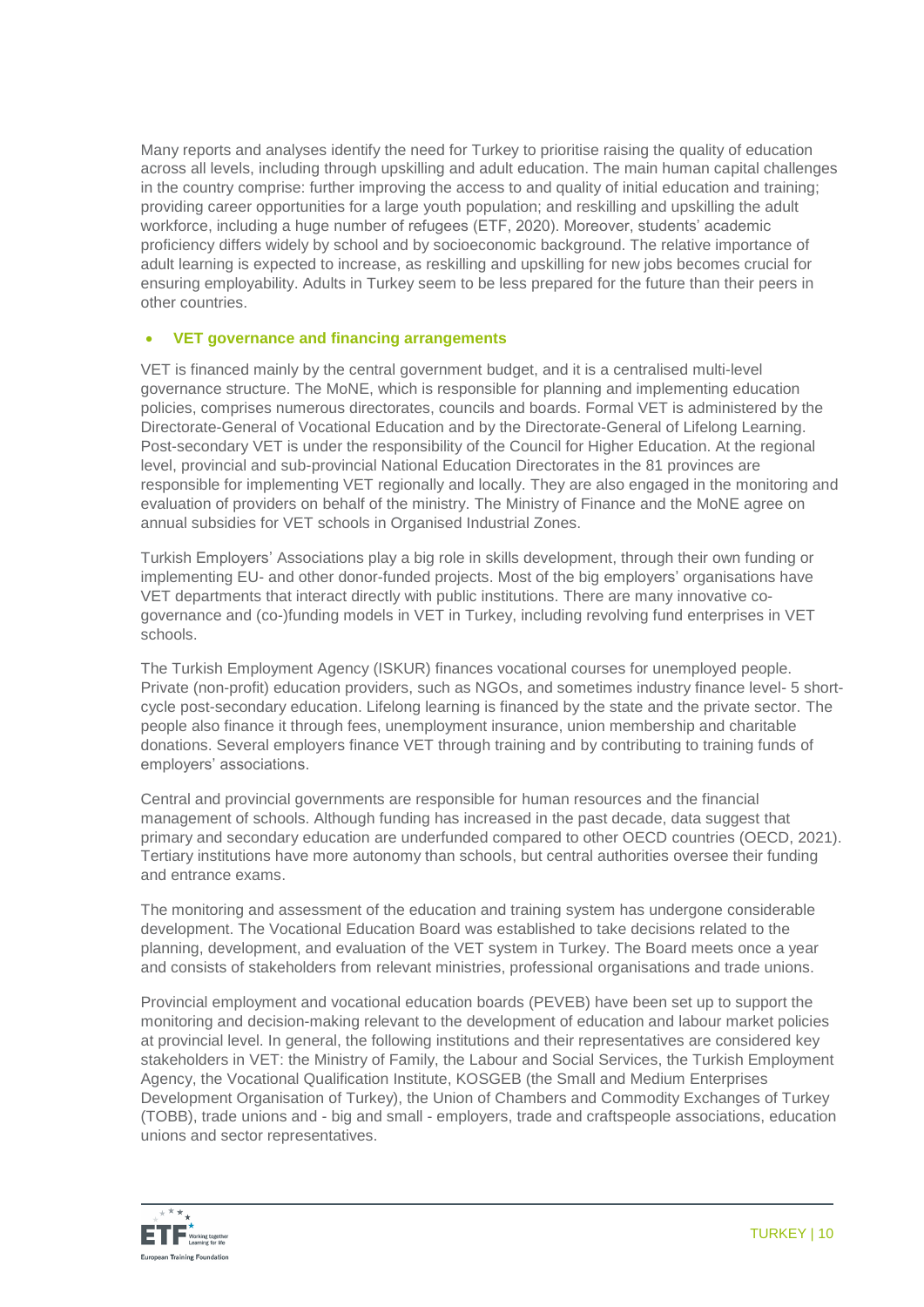Many reports and analyses identify the need for Turkey to prioritise raising the quality of education across all levels, including through upskilling and adult education. The main human capital challenges in the country comprise: further improving the access to and quality of initial education and training; providing career opportunities for a large youth population; and reskilling and upskilling the adult workforce, including a huge number of refugees (ETF, 2020). Moreover, students' academic proficiency differs widely by school and by socioeconomic background. The relative importance of adult learning is expected to increase, as reskilling and upskilling for new jobs becomes crucial for ensuring employability. Adults in Turkey seem to be less prepared for the future than their peers in other countries.

- **VET governance and financing arrangements**

VET is financed mainly by the central government budget, and it is a centralised multi-level governance structure. The MoNE, which is responsible for planning and implementing education policies, comprises numerous directorates, councils and boards. Formal VET is administered by the Directorate-General of Vocational Education and by the Directorate-General of Lifelong Learning. Post-secondary VET is under the responsibility of the Council for Higher Education. At the regional level, provincial and sub-provincial National Education Directorates in the 81 provinces are responsible for implementing VET regionally and locally. They are also engaged in the monitoring and evaluation of providers on behalf of the ministry. The Ministry of Finance and the MoNE agree on annual subsidies for VET schools in Organised Industrial Zones.

Turkish Employers' Associations play a big role in skills development, through their own funding or implementing EU- and other donor-funded projects. Most of the big employers' organisations have VET departments that interact directly with public institutions. There are many innovative co-governance and (co-)funding models in VET in Turkey, including revolving fund enterprises in VET schools.

The Turkish Employment Agency (ISKUR) finances vocational courses for unemployed people. Private (non-profit) education providers, such as NGOs, and sometimes industry finance level- 5 short-cycle post-secondary education. Lifelong learning is financed by the state and the private sector. The people also finance it through fees, unemployment insurance, union membership and charitable donations. Several employers finance VET through training and by contributing to training funds of employers' associations.

Central and provincial governments are responsible for human resources and the financial management of schools. Although funding has increased in the past decade, data suggest that primary and secondary education are underfunded compared to other OECD countries (OECD, 2021). Tertiary institutions have more autonomy than schools, but central authorities oversee their funding and entrance exams.

The monitoring and assessment of the education and training system has undergone considerable development. The Vocational Education Board was established to take decisions related to the planning, development, and evaluation of the VET system in Turkey. The Board meets once a year and consists of stakeholders from relevant ministries, professional organisations and trade unions.

Provincial employment and vocational education boards (PEVEB) have been set up to support the monitoring and decision-making relevant to the development of education and labour market policies at provincial level. In general, the following institutions and their representatives are considered key stakeholders in VET: the Ministry of Family, the Labour and Social Services, the Turkish Employment Agency, the Vocational Qualification Institute, KOSGEB (the Small and Medium Enterprises Development Organisation of Turkey), the Union of Chambers and Commodity Exchanges of Turkey (TOBB), trade unions and - big and small - employers, trade and craftspeople associations, education unions and sector representatives.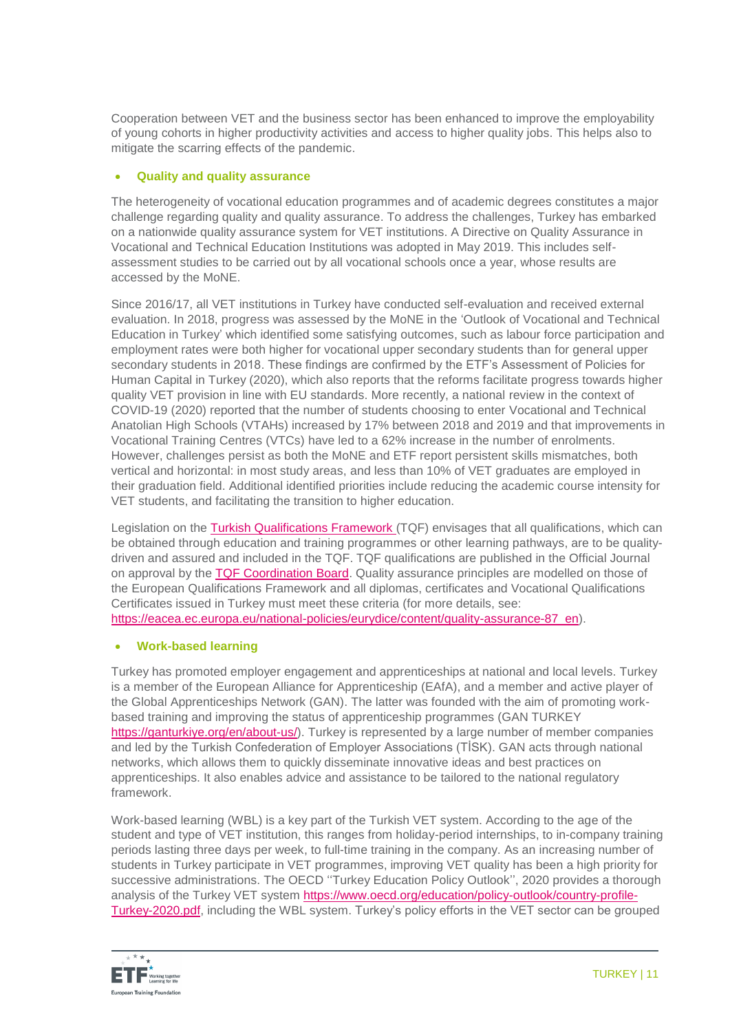Cooperation between VET and the business sector has been enhanced to improve the employability of young cohorts in higher productivity activities and access to higher quality jobs. This helps also to mitigate the scarring effects of the pandemic.

- **Quality and quality assurance**

The heterogeneity of vocational education programmes and of academic degrees constitutes a major challenge regarding quality and quality assurance. To address the challenges, Turkey has embarked on a nationwide quality assurance system for VET institutions. A Directive on Quality Assurance in Vocational and Technical Education Institutions was adopted in May 2019. This includes self-assessment studies to be carried out by all vocational schools once a year, whose results are accessed by the MoNE.

Since 2016/17, all VET institutions in Turkey have conducted self-evaluation and received external evaluation. In 2018, progress was assessed by the MoNE in the 'Outlook of Vocational and Technical Education in Turkey' which identified some satisfying outcomes, such as labour force participation and employment rates were both higher for vocational upper secondary students than for general upper secondary students in 2018. These findings are confirmed by the ETF's Assessment of Policies for Human Capital in Turkey (2020), which also reports that the reforms facilitate progress towards higher quality VET provision in line with EU standards. More recently, a national review in the context of COVID-19 (2020) reported that the number of students choosing to enter Vocational and Technical Anatolian High Schools (VTAHs) increased by 17% between 2018 and 2019 and that improvements in Vocational Training Centres (VTCs) have led to a 62% increase in the number of enrolments. However, challenges persist as both the MoNE and ETF report persistent skills mismatches, both vertical and horizontal: in most study areas, and less than 10% of VET graduates are employed in their graduation field. Additional identified priorities include reducing the academic course intensity for VET students, and facilitating the transition to higher education.

Legislation on the Turkish Qualifications Framework (TQF) envisages that all qualifications, which can be obtained through education and training programmes or other learning pathways, are to be quality-driven and assured and included in the TQF. TQF qualifications are published in the Official Journal on approval by the TQF Coordination Board. Quality assurance principles are modelled on those of the European Qualifications Framework and all diplomas, certificates and Vocational Qualifications Certificates issued in Turkey must meet these criteria (for more details, see: https://eacea.ec.europa.eu/national-policies/eurydice/content/quality-assurance-87_en).

- **Work-based learning**

Turkey has promoted employer engagement and apprenticeships at national and local levels. Turkey is a member of the European Alliance for Apprenticeship (EAfA), and a member and active player of the Global Apprenticeships Network (GAN). The latter was founded with the aim of promoting work-based training and improving the status of apprenticeship programmes (GAN TURKEY https://ganturkiye.org/en/about-us/). Turkey is represented by a large number of member companies and led by the Turkish Confederation of Employer Associations (TİSK). GAN acts through national networks, which allows them to quickly disseminate innovative ideas and best practices on apprenticeships. It also enables advice and assistance to be tailored to the national regulatory framework.

Work-based learning (WBL) is a key part of the Turkish VET system. According to the age of the student and type of VET institution, this ranges from holiday-period internships, to in-company training periods lasting three days per week, to full-time training in the company. As an increasing number of students in Turkey participate in VET programmes, improving VET quality has been a high priority for successive administrations. The OECD ''Turkey Education Policy Outlook'', 2020 provides a thorough analysis of the Turkey VET system https://www.oecd.org/education/policy-outlook/country-profile-Turkey-2020.pdf, including the WBL system. Turkey's policy efforts in the VET sector can be grouped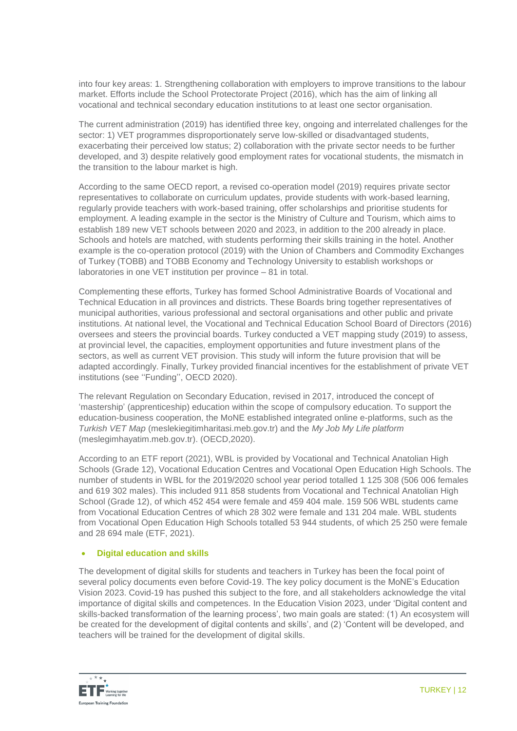into four key areas: 1. Strengthening collaboration with employers to improve transitions to the labour market. Efforts include the School Protectorate Project (2016), which has the aim of linking all vocational and technical secondary education institutions to at least one sector organisation.

The current administration (2019) has identified three key, ongoing and interrelated challenges for the sector: 1) VET programmes disproportionately serve low-skilled or disadvantaged students, exacerbating their perceived low status; 2) collaboration with the private sector needs to be further developed, and 3) despite relatively good employment rates for vocational students, the mismatch in the transition to the labour market is high.

According to the same OECD report, a revised co-operation model (2019) requires private sector representatives to collaborate on curriculum updates, provide students with work-based learning, regularly provide teachers with work-based training, offer scholarships and prioritise students for employment. A leading example in the sector is the Ministry of Culture and Tourism, which aims to establish 189 new VET schools between 2020 and 2023, in addition to the 200 already in place. Schools and hotels are matched, with students performing their skills training in the hotel. Another example is the co-operation protocol (2019) with the Union of Chambers and Commodity Exchanges of Turkey (TOBB) and TOBB Economy and Technology University to establish workshops or laboratories in one VET institution per province – 81 in total.

Complementing these efforts, Turkey has formed School Administrative Boards of Vocational and Technical Education in all provinces and districts. These Boards bring together representatives of municipal authorities, various professional and sectoral organisations and other public and private institutions. At national level, the Vocational and Technical Education School Board of Directors (2016) oversees and steers the provincial boards. Turkey conducted a VET mapping study (2019) to assess, at provincial level, the capacities, employment opportunities and future investment plans of the sectors, as well as current VET provision. This study will inform the future provision that will be adapted accordingly. Finally, Turkey provided financial incentives for the establishment of private VET institutions (see ''Funding'', OECD 2020).

The relevant Regulation on Secondary Education, revised in 2017, introduced the concept of 'mastership' (apprenticeship) education within the scope of compulsory education. To support the education-business cooperation, the MoNE established integrated online e-platforms, such as the *Turkish VET Map* (meslekiegitimharitasi.meb.gov.tr) and the *My Job My Life platform* (meslegimhayatim.meb.gov.tr). (OECD,2020).

According to an ETF report (2021), WBL is provided by Vocational and Technical Anatolian High Schools (Grade 12), Vocational Education Centres and Vocational Open Education High Schools. The number of students in WBL for the 2019/2020 school year period totalled 1 125 308 (506 006 females and 619 302 males). This included 911 858 students from Vocational and Technical Anatolian High School (Grade 12), of which 452 454 were female and 459 404 male. 159 506 WBL students came from Vocational Education Centres of which 28 302 were female and 131 204 male. WBL students from Vocational Open Education High Schools totalled 53 944 students, of which 25 250 were female and 28 694 male (ETF, 2021).

- **Digital education and skills**

The development of digital skills for students and teachers in Turkey has been the focal point of several policy documents even before Covid-19. The key policy document is the MoNE's Education Vision 2023. Covid-19 has pushed this subject to the fore, and all stakeholders acknowledge the vital importance of digital skills and competences. In the Education Vision 2023, under 'Digital content and skills-backed transformation of the learning process', two main goals are stated: (1) An ecosystem will be created for the development of digital contents and skills', and (2) 'Content will be developed, and teachers will be trained for the development of digital skills.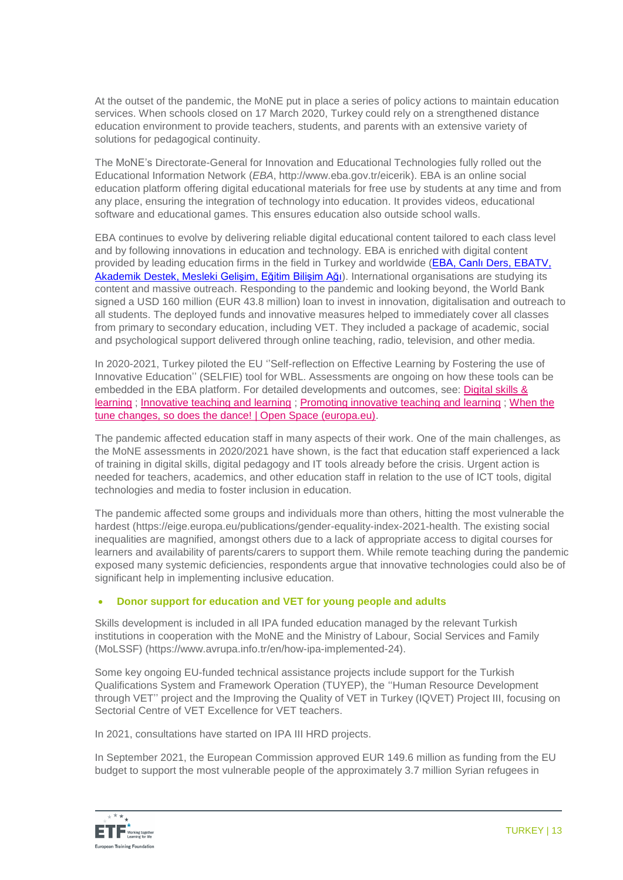At the outset of the pandemic, the MoNE put in place a series of policy actions to maintain education services. When schools closed on 17 March 2020, Turkey could rely on a strengthened distance education environment to provide teachers, students, and parents with an extensive variety of solutions for pedagogical continuity.

The MoNE's Directorate-General for Innovation and Educational Technologies fully rolled out the Educational Information Network (*EBA*, http://www.eba.gov.tr/eicerik). EBA is an online social education platform offering digital educational materials for free use by students at any time and from any place, ensuring the integration of technology into education. It provides videos, educational software and educational games. This ensures education also outside school walls.

EBA continues to evolve by delivering reliable digital educational content tailored to each class level and by following innovations in education and technology. EBA is enriched with digital content provided by leading education firms in the field in Turkey and worldwide (EBA, Canlı Ders, EBATV, Akademik Destek, Mesleki Gelişim, Eğitim Bilişim Ağı). International organisations are studying its content and massive outreach. Responding to the pandemic and looking beyond, the World Bank signed a USD 160 million (EUR 43.8 million) loan to invest in innovation, digitalisation and outreach to all students. The deployed funds and innovative measures helped to immediately cover all classes from primary to secondary education, including VET. They included a package of academic, social and psychological support delivered through online teaching, radio, television, and other media.

In 2020-2021, Turkey piloted the EU ''Self-reflection on Effective Learning by Fostering the use of Innovative Education'' (SELFIE) tool for WBL. Assessments are ongoing on how these tools can be embedded in the EBA platform. For detailed developments and outcomes, see: Digital skills & learning ; Innovative teaching and learning ; Promoting innovative teaching and learning ; When the tune changes, so does the dance! | Open Space (europa.eu).

The pandemic affected education staff in many aspects of their work. One of the main challenges, as the MoNE assessments in 2020/2021 have shown, is the fact that education staff experienced a lack of training in digital skills, digital pedagogy and IT tools already before the crisis. Urgent action is needed for teachers, academics, and other education staff in relation to the use of ICT tools, digital technologies and media to foster inclusion in education.

The pandemic affected some groups and individuals more than others, hitting the most vulnerable the hardest (https://eige.europa.eu/publications/gender-equality-index-2021-health. The existing social inequalities are magnified, amongst others due to a lack of appropriate access to digital courses for learners and availability of parents/carers to support them. While remote teaching during the pandemic exposed many systemic deficiencies, respondents argue that innovative technologies could also be of significant help in implementing inclusive education.

- **Donor support for education and VET for young people and adults**

Skills development is included in all IPA funded education managed by the relevant Turkish institutions in cooperation with the MoNE and the Ministry of Labour, Social Services and Family (MoLSSF) (https://www.avrupa.info.tr/en/how-ipa-implemented-24).

Some key ongoing EU-funded technical assistance projects include support for the Turkish Qualifications System and Framework Operation (TUYEP), the ''Human Resource Development through VET'' project and the Improving the Quality of VET in Turkey (IQVET) Project III, focusing on Sectorial Centre of VET Excellence for VET teachers.

In 2021, consultations have started on IPA III HRD projects.

In September 2021, the European Commission approved EUR 149.6 million as funding from the EU budget to support the most vulnerable people of the approximately 3.7 million Syrian refugees in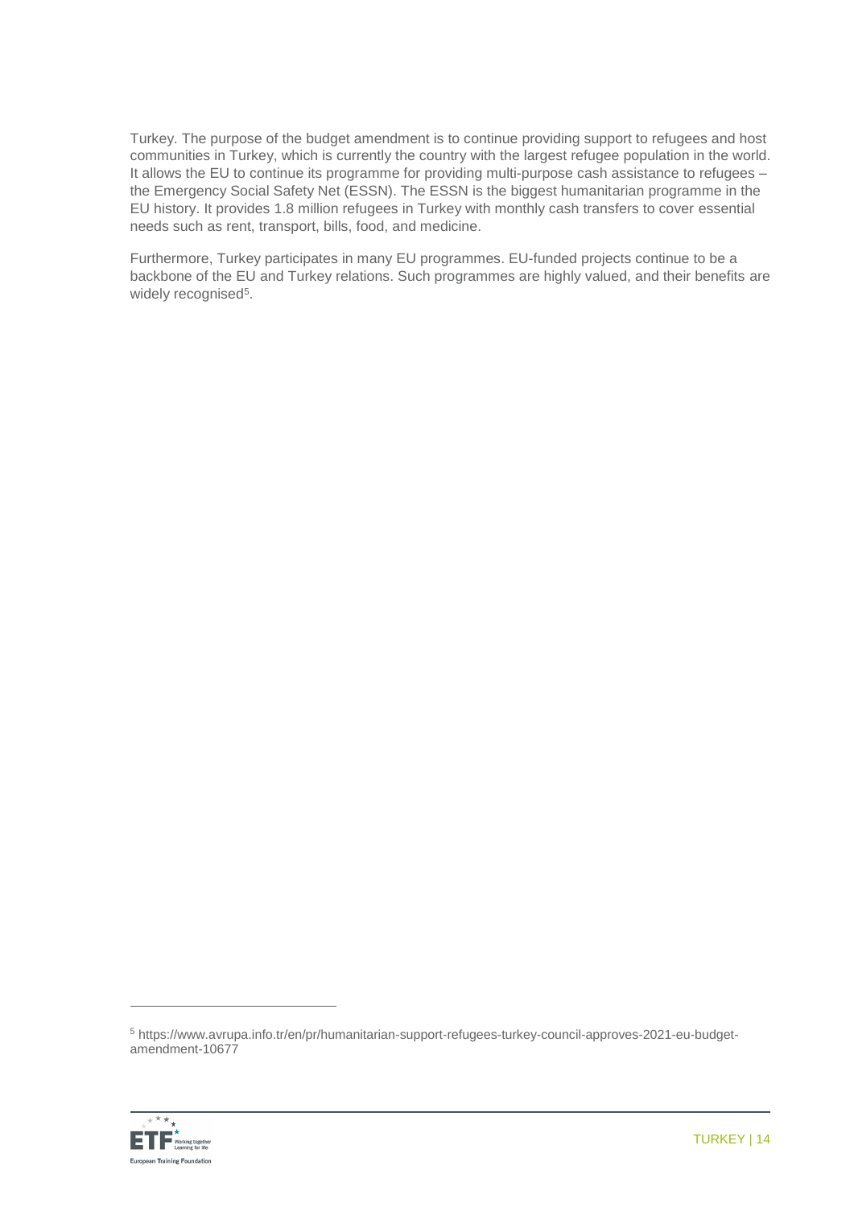Turkey. The purpose of the budget amendment is to continue providing support to refugees and host communities in Turkey, which is currently the country with the largest refugee population in the world. It allows the EU to continue its programme for providing multi-purpose cash assistance to refugees – the Emergency Social Safety Net (ESSN). The ESSN is the biggest humanitarian programme in the EU history. It provides 1.8 million refugees in Turkey with monthly cash transfers to cover essential needs such as rent, transport, bills, food, and medicine.

Furthermore, Turkey participates in many EU programmes. EU-funded projects continue to be a backbone of the EU and Turkey relations. Such programmes are highly valued, and their benefits are widely recognised[5].

---

[5] https://www.avrupa.info.tr/en/pr/humanitarian-support-refugees-turkey-council-approves-2021-eu-budget-amendment-10677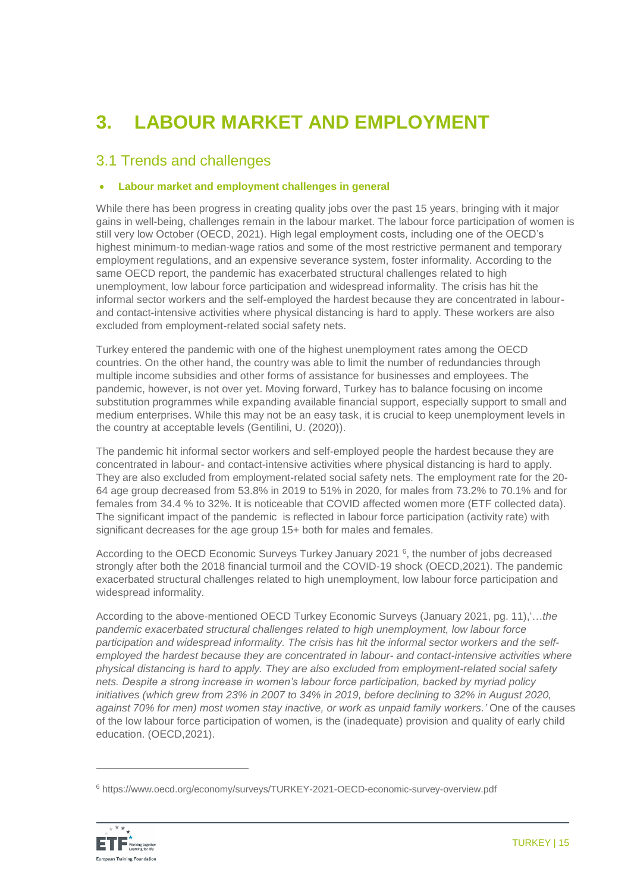# 3. LABOUR MARKET AND EMPLOYMENT

## 3.1 Trends and challenges

- **Labour market and employment challenges in general**

While there has been progress in creating quality jobs over the past 15 years, bringing with it major gains in well-being, challenges remain in the labour market. The labour force participation of women is still very low October (OECD, 2021). High legal employment costs, including one of the OECD's highest minimum-to median-wage ratios and some of the most restrictive permanent and temporary employment regulations, and an expensive severance system, foster informality. According to the same OECD report, the pandemic has exacerbated structural challenges related to high unemployment, low labour force participation and widespread informality. The crisis has hit the informal sector workers and the self-employed the hardest because they are concentrated in labour- and contact-intensive activities where physical distancing is hard to apply. These workers are also excluded from employment-related social safety nets.

Turkey entered the pandemic with one of the highest unemployment rates among the OECD countries. On the other hand, the country was able to limit the number of redundancies through multiple income subsidies and other forms of assistance for businesses and employees. The pandemic, however, is not over yet. Moving forward, Turkey has to balance focusing on income substitution programmes while expanding available financial support, especially support to small and medium enterprises. While this may not be an easy task, it is crucial to keep unemployment levels in the country at acceptable levels (Gentilini, U. (2020)).

The pandemic hit informal sector workers and self-employed people the hardest because they are concentrated in labour- and contact-intensive activities where physical distancing is hard to apply. They are also excluded from employment-related social safety nets. The employment rate for the 20-64 age group decreased from 53.8% in 2019 to 51% in 2020, for males from 73.2% to 70.1% and for females from 34.4 % to 32%. It is noticeable that COVID affected women more (ETF collected data). The significant impact of the pandemic is reflected in labour force participation (activity rate) with significant decreases for the age group 15+ both for males and females.

According to the OECD Economic Surveys Turkey January 2021 [6], the number of jobs decreased strongly after both the 2018 financial turmoil and the COVID-19 shock (OECD,2021). The pandemic exacerbated structural challenges related to high unemployment, low labour force participation and widespread informality.

According to the above-mentioned OECD Turkey Economic Surveys (January 2021, pg. 11),'…*the pandemic exacerbated structural challenges related to high unemployment, low labour force participation and widespread informality. The crisis has hit the informal sector workers and the self-employed the hardest because they are concentrated in labour- and contact-intensive activities where physical distancing is hard to apply. They are also excluded from employment-related social safety nets. Despite a strong increase in women's labour force participation, backed by myriad policy initiatives (which grew from 23% in 2007 to 34% in 2019, before declining to 32% in August 2020, against 70% for men) most women stay inactive, or work as unpaid family workers.'* One of the causes of the low labour force participation of women, is the (inadequate) provision and quality of early child education. (OECD,2021).

---

[6] https://www.oecd.org/economy/surveys/TURKEY-2021-OECD-economic-survey-overview.pdf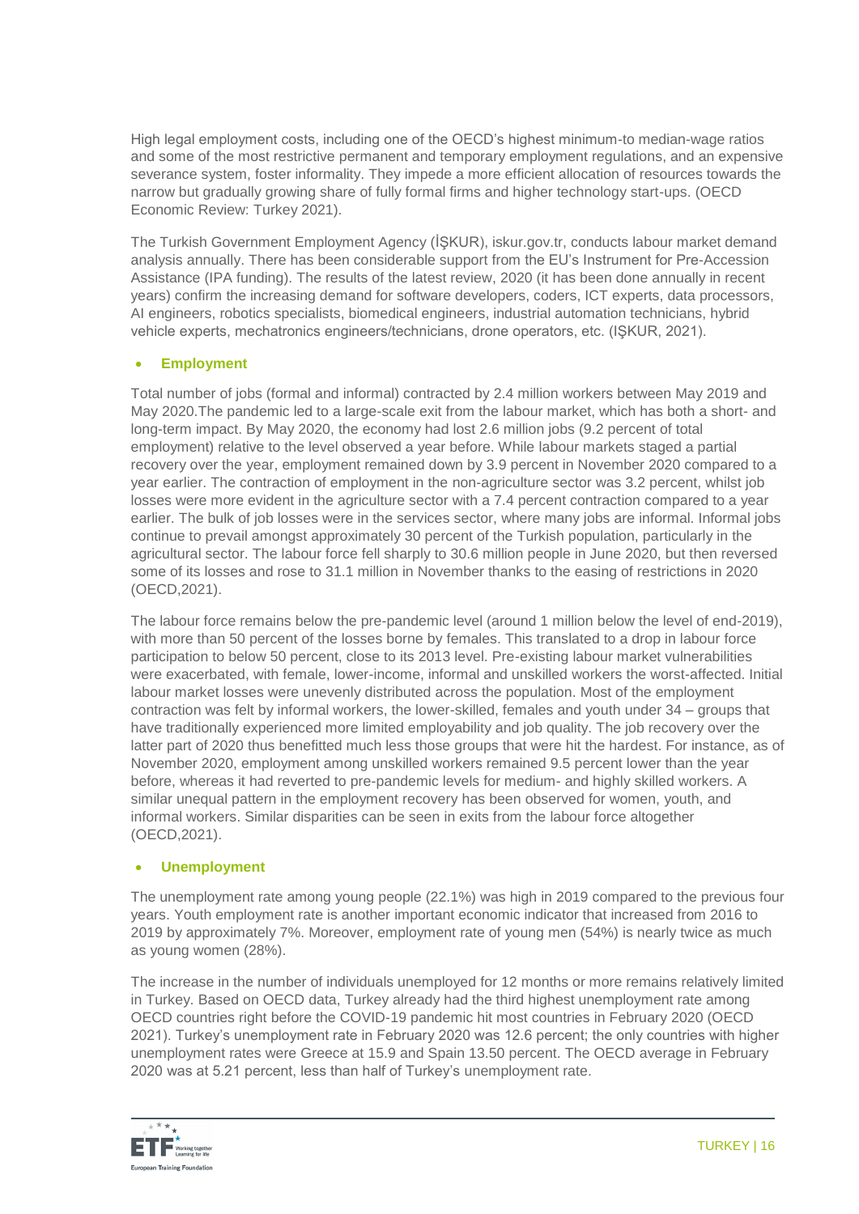High legal employment costs, including one of the OECD's highest minimum-to median-wage ratios and some of the most restrictive permanent and temporary employment regulations, and an expensive severance system, foster informality. They impede a more efficient allocation of resources towards the narrow but gradually growing share of fully formal firms and higher technology start-ups. (OECD Economic Review: Turkey 2021).

The Turkish Government Employment Agency (İŞKUR), iskur.gov.tr, conducts labour market demand analysis annually. There has been considerable support from the EU's Instrument for Pre-Accession Assistance (IPA funding). The results of the latest review, 2020 (it has been done annually in recent years) confirm the increasing demand for software developers, coders, ICT experts, data processors, AI engineers, robotics specialists, biomedical engineers, industrial automation technicians, hybrid vehicle experts, mechatronics engineers/technicians, drone operators, etc. (IŞKUR, 2021).

- **Employment**

Total number of jobs (formal and informal) contracted by 2.4 million workers between May 2019 and May 2020.The pandemic led to a large-scale exit from the labour market, which has both a short- and long-term impact. By May 2020, the economy had lost 2.6 million jobs (9.2 percent of total employment) relative to the level observed a year before. While labour markets staged a partial recovery over the year, employment remained down by 3.9 percent in November 2020 compared to a year earlier. The contraction of employment in the non-agriculture sector was 3.2 percent, whilst job losses were more evident in the agriculture sector with a 7.4 percent contraction compared to a year earlier. The bulk of job losses were in the services sector, where many jobs are informal. Informal jobs continue to prevail amongst approximately 30 percent of the Turkish population, particularly in the agricultural sector. The labour force fell sharply to 30.6 million people in June 2020, but then reversed some of its losses and rose to 31.1 million in November thanks to the easing of restrictions in 2020 (OECD,2021).

The labour force remains below the pre-pandemic level (around 1 million below the level of end-2019), with more than 50 percent of the losses borne by females. This translated to a drop in labour force participation to below 50 percent, close to its 2013 level. Pre-existing labour market vulnerabilities were exacerbated, with female, lower-income, informal and unskilled workers the worst-affected. Initial labour market losses were unevenly distributed across the population. Most of the employment contraction was felt by informal workers, the lower-skilled, females and youth under 34 – groups that have traditionally experienced more limited employability and job quality. The job recovery over the latter part of 2020 thus benefitted much less those groups that were hit the hardest. For instance, as of November 2020, employment among unskilled workers remained 9.5 percent lower than the year before, whereas it had reverted to pre-pandemic levels for medium- and highly skilled workers. A similar unequal pattern in the employment recovery has been observed for women, youth, and informal workers. Similar disparities can be seen in exits from the labour force altogether (OECD,2021).

- **Unemployment**

The unemployment rate among young people (22.1%) was high in 2019 compared to the previous four years. Youth employment rate is another important economic indicator that increased from 2016 to 2019 by approximately 7%. Moreover, employment rate of young men (54%) is nearly twice as much as young women (28%).

The increase in the number of individuals unemployed for 12 months or more remains relatively limited in Turkey. Based on OECD data, Turkey already had the third highest unemployment rate among OECD countries right before the COVID-19 pandemic hit most countries in February 2020 (OECD 2021). Turkey's unemployment rate in February 2020 was 12.6 percent; the only countries with higher unemployment rates were Greece at 15.9 and Spain 13.50 percent. The OECD average in February 2020 was at 5.21 percent, less than half of Turkey's unemployment rate.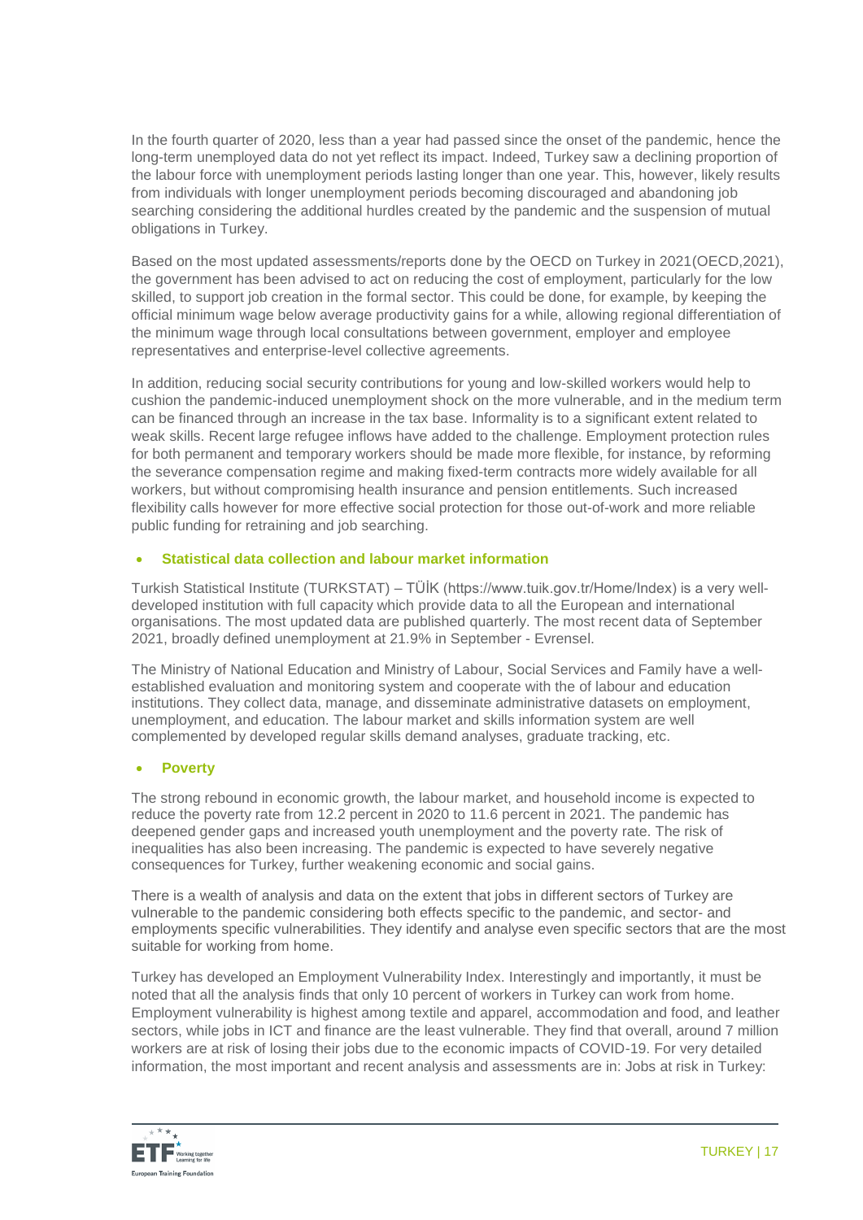In the fourth quarter of 2020, less than a year had passed since the onset of the pandemic, hence the long-term unemployed data do not yet reflect its impact. Indeed, Turkey saw a declining proportion of the labour force with unemployment periods lasting longer than one year. This, however, likely results from individuals with longer unemployment periods becoming discouraged and abandoning job searching considering the additional hurdles created by the pandemic and the suspension of mutual obligations in Turkey.

Based on the most updated assessments/reports done by the OECD on Turkey in 2021(OECD,2021), the government has been advised to act on reducing the cost of employment, particularly for the low skilled, to support job creation in the formal sector. This could be done, for example, by keeping the official minimum wage below average productivity gains for a while, allowing regional differentiation of the minimum wage through local consultations between government, employer and employee representatives and enterprise-level collective agreements.

In addition, reducing social security contributions for young and low-skilled workers would help to cushion the pandemic-induced unemployment shock on the more vulnerable, and in the medium term can be financed through an increase in the tax base. Informality is to a significant extent related to weak skills. Recent large refugee inflows have added to the challenge. Employment protection rules for both permanent and temporary workers should be made more flexible, for instance, by reforming the severance compensation regime and making fixed-term contracts more widely available for all workers, but without compromising health insurance and pension entitlements. Such increased flexibility calls however for more effective social protection for those out-of-work and more reliable public funding for retraining and job searching.

- **Statistical data collection and labour market information**

Turkish Statistical Institute (TURKSTAT) – TÜİK (https://www.tuik.gov.tr/Home/Index) is a very well-developed institution with full capacity which provide data to all the European and international organisations. The most updated data are published quarterly. The most recent data of September 2021, broadly defined unemployment at 21.9% in September - Evrensel.

The Ministry of National Education and Ministry of Labour, Social Services and Family have a well-established evaluation and monitoring system and cooperate with the of labour and education institutions. They collect data, manage, and disseminate administrative datasets on employment, unemployment, and education. The labour market and skills information system are well complemented by developed regular skills demand analyses, graduate tracking, etc.

- **Poverty**

The strong rebound in economic growth, the labour market, and household income is expected to reduce the poverty rate from 12.2 percent in 2020 to 11.6 percent in 2021. The pandemic has deepened gender gaps and increased youth unemployment and the poverty rate. The risk of inequalities has also been increasing. The pandemic is expected to have severely negative consequences for Turkey, further weakening economic and social gains.

There is a wealth of analysis and data on the extent that jobs in different sectors of Turkey are vulnerable to the pandemic considering both effects specific to the pandemic, and sector- and employments specific vulnerabilities. They identify and analyse even specific sectors that are the most suitable for working from home.

Turkey has developed an Employment Vulnerability Index. Interestingly and importantly, it must be noted that all the analysis finds that only 10 percent of workers in Turkey can work from home. Employment vulnerability is highest among textile and apparel, accommodation and food, and leather sectors, while jobs in ICT and finance are the least vulnerable. They find that overall, around 7 million workers are at risk of losing their jobs due to the economic impacts of COVID-19. For very detailed information, the most important and recent analysis and assessments are in: Jobs at risk in Turkey: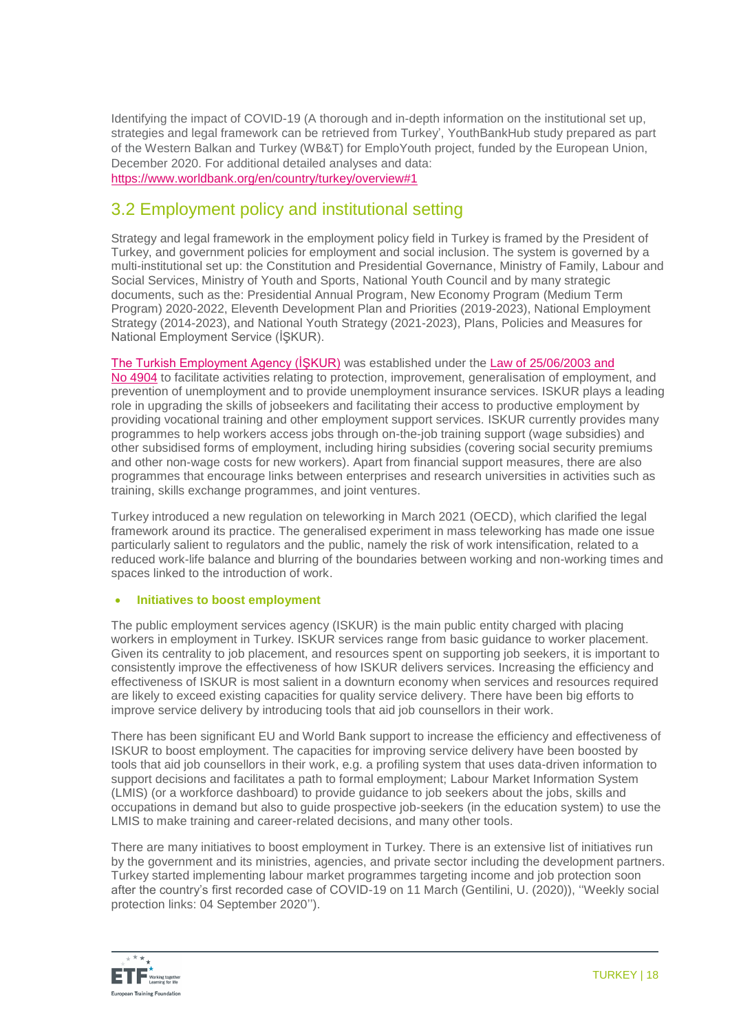Identifying the impact of COVID-19 (A thorough and in-depth information on the institutional set up, strategies and legal framework can be retrieved from Turkey', YouthBankHub study prepared as part of the Western Balkan and Turkey (WB&T) for EmploYouth project, funded by the European Union, December 2020. For additional detailed analyses and data: https://www.worldbank.org/en/country/turkey/overview#1

## 3.2 Employment policy and institutional setting

Strategy and legal framework in the employment policy field in Turkey is framed by the President of Turkey, and government policies for employment and social inclusion. The system is governed by a multi-institutional set up: the Constitution and Presidential Governance, Ministry of Family, Labour and Social Services, Ministry of Youth and Sports, National Youth Council and by many strategic documents, such as the: Presidential Annual Program, New Economy Program (Medium Term Program) 2020-2022, Eleventh Development Plan and Priorities (2019-2023), National Employment Strategy (2014-2023), and National Youth Strategy (2021-2023), Plans, Policies and Measures for National Employment Service (İŞKUR).

The Turkish Employment Agency (İŞKUR) was established under the Law of 25/06/2003 and No 4904 to facilitate activities relating to protection, improvement, generalisation of employment, and prevention of unemployment and to provide unemployment insurance services. ISKUR plays a leading role in upgrading the skills of jobseekers and facilitating their access to productive employment by providing vocational training and other employment support services. ISKUR currently provides many programmes to help workers access jobs through on-the-job training support (wage subsidies) and other subsidised forms of employment, including hiring subsidies (covering social security premiums and other non-wage costs for new workers). Apart from financial support measures, there are also programmes that encourage links between enterprises and research universities in activities such as training, skills exchange programmes, and joint ventures.

Turkey introduced a new regulation on teleworking in March 2021 (OECD), which clarified the legal framework around its practice. The generalised experiment in mass teleworking has made one issue particularly salient to regulators and the public, namely the risk of work intensification, related to a reduced work-life balance and blurring of the boundaries between working and non-working times and spaces linked to the introduction of work.

- **Initiatives to boost employment**

The public employment services agency (ISKUR) is the main public entity charged with placing workers in employment in Turkey. ISKUR services range from basic guidance to worker placement. Given its centrality to job placement, and resources spent on supporting job seekers, it is important to consistently improve the effectiveness of how ISKUR delivers services. Increasing the efficiency and effectiveness of ISKUR is most salient in a downturn economy when services and resources required are likely to exceed existing capacities for quality service delivery. There have been big efforts to improve service delivery by introducing tools that aid job counsellors in their work.

There has been significant EU and World Bank support to increase the efficiency and effectiveness of ISKUR to boost employment. The capacities for improving service delivery have been boosted by tools that aid job counsellors in their work, e.g. a profiling system that uses data-driven information to support decisions and facilitates a path to formal employment; Labour Market Information System (LMIS) (or a workforce dashboard) to provide guidance to job seekers about the jobs, skills and occupations in demand but also to guide prospective job-seekers (in the education system) to use the LMIS to make training and career-related decisions, and many other tools.

There are many initiatives to boost employment in Turkey. There is an extensive list of initiatives run by the government and its ministries, agencies, and private sector including the development partners. Turkey started implementing labour market programmes targeting income and job protection soon after the country's first recorded case of COVID-19 on 11 March (Gentilini, U. (2020)), ''Weekly social protection links: 04 September 2020'').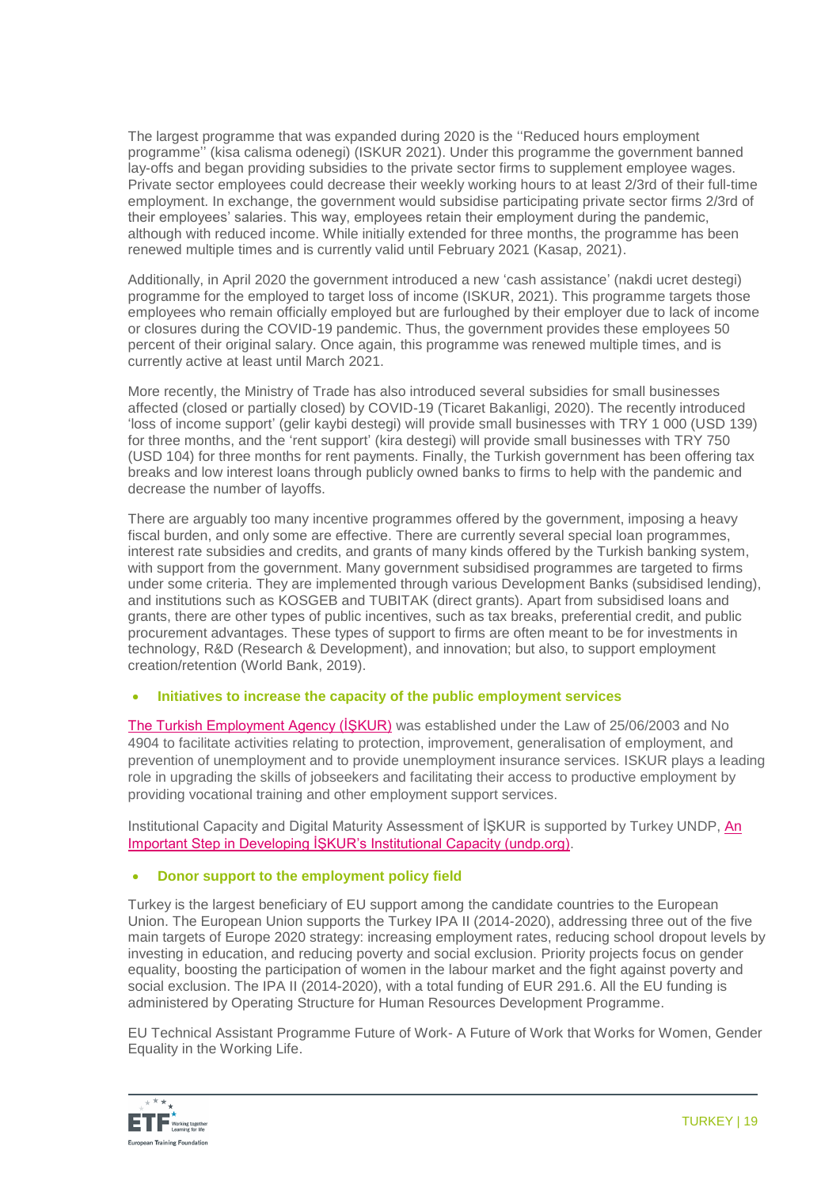The largest programme that was expanded during 2020 is the ''Reduced hours employment programme'' (kisa calisma odenegi) (ISKUR 2021). Under this programme the government banned lay-offs and began providing subsidies to the private sector firms to supplement employee wages. Private sector employees could decrease their weekly working hours to at least 2/3rd of their full-time employment. In exchange, the government would subsidise participating private sector firms 2/3rd of their employees' salaries. This way, employees retain their employment during the pandemic, although with reduced income. While initially extended for three months, the programme has been renewed multiple times and is currently valid until February 2021 (Kasap, 2021).

Additionally, in April 2020 the government introduced a new 'cash assistance' (nakdi ucret destegi) programme for the employed to target loss of income (ISKUR, 2021). This programme targets those employees who remain officially employed but are furloughed by their employer due to lack of income or closures during the COVID-19 pandemic. Thus, the government provides these employees 50 percent of their original salary. Once again, this programme was renewed multiple times, and is currently active at least until March 2021.

More recently, the Ministry of Trade has also introduced several subsidies for small businesses affected (closed or partially closed) by COVID-19 (Ticaret Bakanligi, 2020). The recently introduced 'loss of income support' (gelir kaybi destegi) will provide small businesses with TRY 1 000 (USD 139) for three months, and the 'rent support' (kira destegi) will provide small businesses with TRY 750 (USD 104) for three months for rent payments. Finally, the Turkish government has been offering tax breaks and low interest loans through publicly owned banks to firms to help with the pandemic and decrease the number of layoffs.

There are arguably too many incentive programmes offered by the government, imposing a heavy fiscal burden, and only some are effective. There are currently several special loan programmes, interest rate subsidies and credits, and grants of many kinds offered by the Turkish banking system, with support from the government. Many government subsidised programmes are targeted to firms under some criteria. They are implemented through various Development Banks (subsidised lending), and institutions such as KOSGEB and TUBITAK (direct grants). Apart from subsidised loans and grants, there are other types of public incentives, such as tax breaks, preferential credit, and public procurement advantages. These types of support to firms are often meant to be for investments in technology, R&D (Research & Development), and innovation; but also, to support employment creation/retention (World Bank, 2019).

- **Initiatives to increase the capacity of the public employment services**

The Turkish Employment Agency (İŞKUR) was established under the Law of 25/06/2003 and No 4904 to facilitate activities relating to protection, improvement, generalisation of employment, and prevention of unemployment and to provide unemployment insurance services. ISKUR plays a leading role in upgrading the skills of jobseekers and facilitating their access to productive employment by providing vocational training and other employment support services.

Institutional Capacity and Digital Maturity Assessment of İŞKUR is supported by Turkey UNDP, An Important Step in Developing İŞKUR's Institutional Capacity (undp.org).

- **Donor support to the employment policy field**

Turkey is the largest beneficiary of EU support among the candidate countries to the European Union. The European Union supports the Turkey IPA II (2014-2020), addressing three out of the five main targets of Europe 2020 strategy: increasing employment rates, reducing school dropout levels by investing in education, and reducing poverty and social exclusion. Priority projects focus on gender equality, boosting the participation of women in the labour market and the fight against poverty and social exclusion. The IPA II (2014-2020), with a total funding of EUR 291.6. All the EU funding is administered by Operating Structure for Human Resources Development Programme.

EU Technical Assistant Programme Future of Work- A Future of Work that Works for Women, Gender Equality in the Working Life.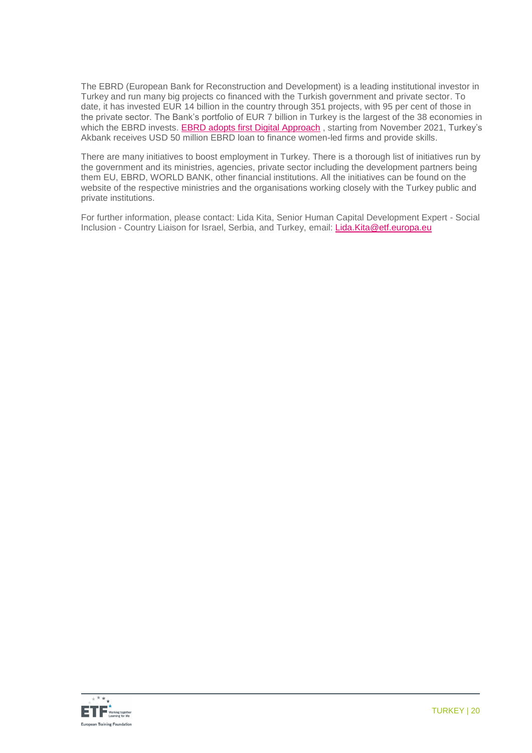The EBRD (European Bank for Reconstruction and Development) is a leading institutional investor in Turkey and run many big projects co financed with the Turkish government and private sector. To date, it has invested EUR 14 billion in the country through 351 projects, with 95 per cent of those in the private sector. The Bank's portfolio of EUR 7 billion in Turkey is the largest of the 38 economies in which the EBRD invests. [EBRD adopts first Digital Approach](#) , starting from November 2021, Turkey's Akbank receives USD 50 million EBRD loan to finance women-led firms and provide skills.

There are many initiatives to boost employment in Turkey. There is a thorough list of initiatives run by the government and its ministries, agencies, private sector including the development partners being them EU, EBRD, WORLD BANK, other financial institutions. All the initiatives can be found on the website of the respective ministries and the organisations working closely with the Turkey public and private institutions.

For further information, please contact: Lida Kita, Senior Human Capital Development Expert - Social Inclusion - Country Liaison for Israel, Serbia, and Turkey, email: [Lida.Kita@etf.europa.eu](mailto:Lida.Kita@etf.europa.eu)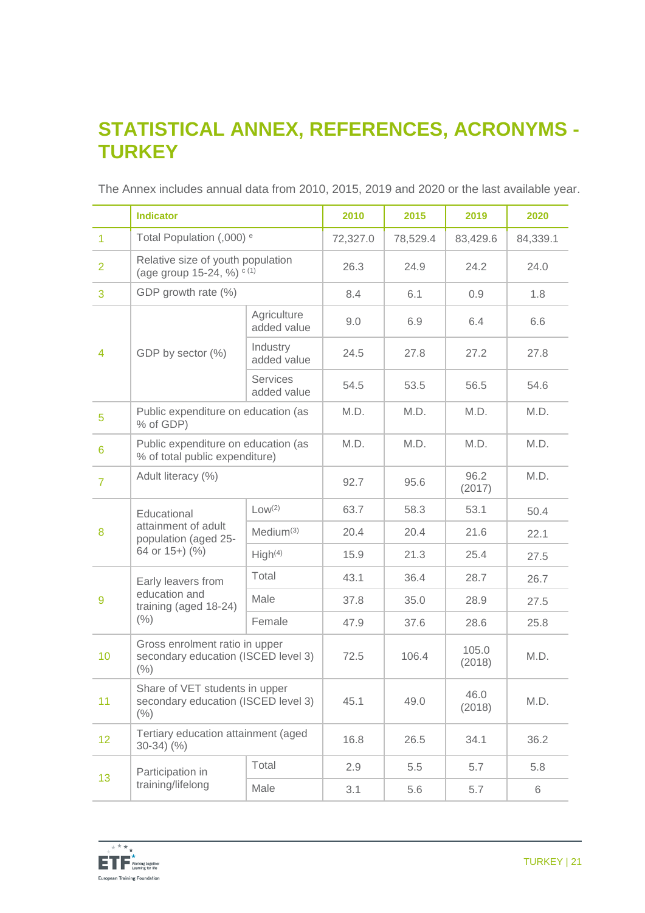# STATISTICAL ANNEX, REFERENCES, ACRONYMS - TURKEY

The Annex includes annual data from 2010, 2015, 2019 and 2020 or the last available year.

| | Indicator | | 2010 | 2015 | 2019 | 2020 |
|---|---|---|---|---|---|---|
| 1 | Total Population (,000) [e] | | 72,327.0 | 78,529.4 | 83,429.6 | 84,339.1 |
| 2 | Relative size of youth population (age group 15-24, %) [c (1)] | | 26.3 | 24.9 | 24.2 | 24.0 |
| 3 | GDP growth rate (%) | | 8.4 | 6.1 | 0.9 | 1.8 |
| 4 | GDP by sector (%) | Agriculture added value | 9.0 | 6.9 | 6.4 | 6.6 |
| | | Industry added value | 24.5 | 27.8 | 27.2 | 27.8 |
| | | Services added value | 54.5 | 53.5 | 56.5 | 54.6 |
| 5 | Public expenditure on education (as % of GDP) | | M.D. | M.D. | M.D. | M.D. |
| 6 | Public expenditure on education (as % of total public expenditure) | | M.D. | M.D. | M.D. | M.D. |
| 7 | Adult literacy (%) | | 92.7 | 95.6 | 96.2 (2017) | M.D. |
| 8 | Educational attainment of adult population (aged 25-64 or 15+) (%) | Low[(2)] | 63.7 | 58.3 | 53.1 | 50.4 |
| | | Medium[(3)] | 20.4 | 20.4 | 21.6 | 22.1 |
| | | High[(4)] | 15.9 | 21.3 | 25.4 | 27.5 |
| 9 | Early leavers from education and training (aged 18-24) (%) | Total | 43.1 | 36.4 | 28.7 | 26.7 |
| | | Male | 37.8 | 35.0 | 28.9 | 27.5 |
| | | Female | 47.9 | 37.6 | 28.6 | 25.8 |
| 10 | Gross enrolment ratio in upper secondary education (ISCED level 3) (%) | | 72.5 | 106.4 | 105.0 (2018) | M.D. |
| 11 | Share of VET students in upper secondary education (ISCED level 3) (%) | | 45.1 | 49.0 | 46.0 (2018) | M.D. |
| 12 | Tertiary education attainment (aged 30-34) (%) | | 16.8 | 26.5 | 34.1 | 36.2 |
| 13 | Participation in training/lifelong | Total | 2.9 | 5.5 | 5.7 | 5.8 |
| | | Male | 3.1 | 5.6 | 5.7 | 6 |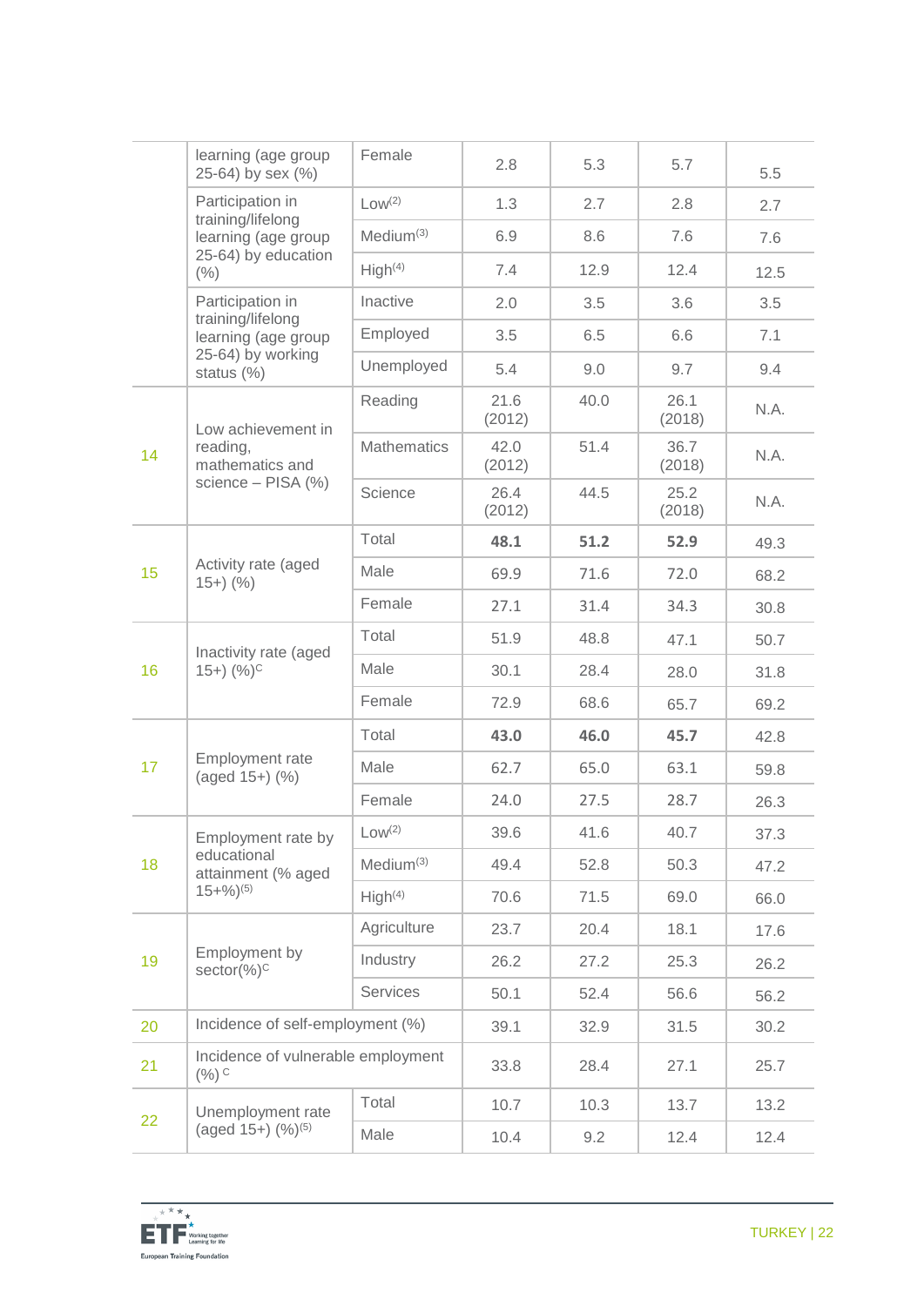| | | | | | | |
|---|---|---|---|---|---|---|
| | learning (age group 25-64) by sex (%) | Female | 2.8 | 5.3 | 5.7 | 5.5 |
| | Participation in training/lifelong learning (age group 25-64) by education (%) | Low(2) | 1.3 | 2.7 | 2.8 | 2.7 |
| | | Medium(3) | 6.9 | 8.6 | 7.6 | 7.6 |
| | | High(4) | 7.4 | 12.9 | 12.4 | 12.5 |
| | Participation in training/lifelong learning (age group 25-64) by working status (%) | Inactive | 2.0 | 3.5 | 3.6 | 3.5 |
| | | Employed | 3.5 | 6.5 | 6.6 | 7.1 |
| | | Unemployed | 5.4 | 9.0 | 9.7 | 9.4 |
| 14 | Low achievement in reading, mathematics and science – PISA (%) | Reading | 21.6 (2012) | 40.0 | 26.1 (2018) | N.A. |
| | | Mathematics | 42.0 (2012) | 51.4 | 36.7 (2018) | N.A. |
| | | Science | 26.4 (2012) | 44.5 | 25.2 (2018) | N.A. |
| 15 | Activity rate (aged 15+) (%) | Total | **48.1** | **51.2** | **52.9** | 49.3 |
| | | Male | 69.9 | 71.6 | 72.0 | 68.2 |
| | | Female | 27.1 | 31.4 | 34.3 | 30.8 |
| 16 | Inactivity rate (aged 15+) (%)C | Total | 51.9 | 48.8 | 47.1 | 50.7 |
| | | Male | 30.1 | 28.4 | 28.0 | 31.8 |
| | | Female | 72.9 | 68.6 | 65.7 | 69.2 |
| 17 | Employment rate (aged 15+) (%) | Total | **43.0** | **46.0** | **45.7** | 42.8 |
| | | Male | 62.7 | 65.0 | 63.1 | 59.8 |
| | | Female | 24.0 | 27.5 | 28.7 | 26.3 |
| 18 | Employment rate by educational attainment (% aged 15+%)(5) | Low(2) | 39.6 | 41.6 | 40.7 | 37.3 |
| | | Medium(3) | 49.4 | 52.8 | 50.3 | 47.2 |
| | | High(4) | 70.6 | 71.5 | 69.0 | 66.0 |
| 19 | Employment by sector(%)C | Agriculture | 23.7 | 20.4 | 18.1 | 17.6 |
| | | Industry | 26.2 | 27.2 | 25.3 | 26.2 |
| | | Services | 50.1 | 52.4 | 56.6 | 56.2 |
| 20 | Incidence of self-employment (%) | | 39.1 | 32.9 | 31.5 | 30.2 |
| 21 | Incidence of vulnerable employment (%) C | | 33.8 | 28.4 | 27.1 | 25.7 |
| 22 | Unemployment rate (aged 15+) (%)(5) | Total | 10.7 | 10.3 | 13.7 | 13.2 |
| | | Male | 10.4 | 9.2 | 12.4 | 12.4 |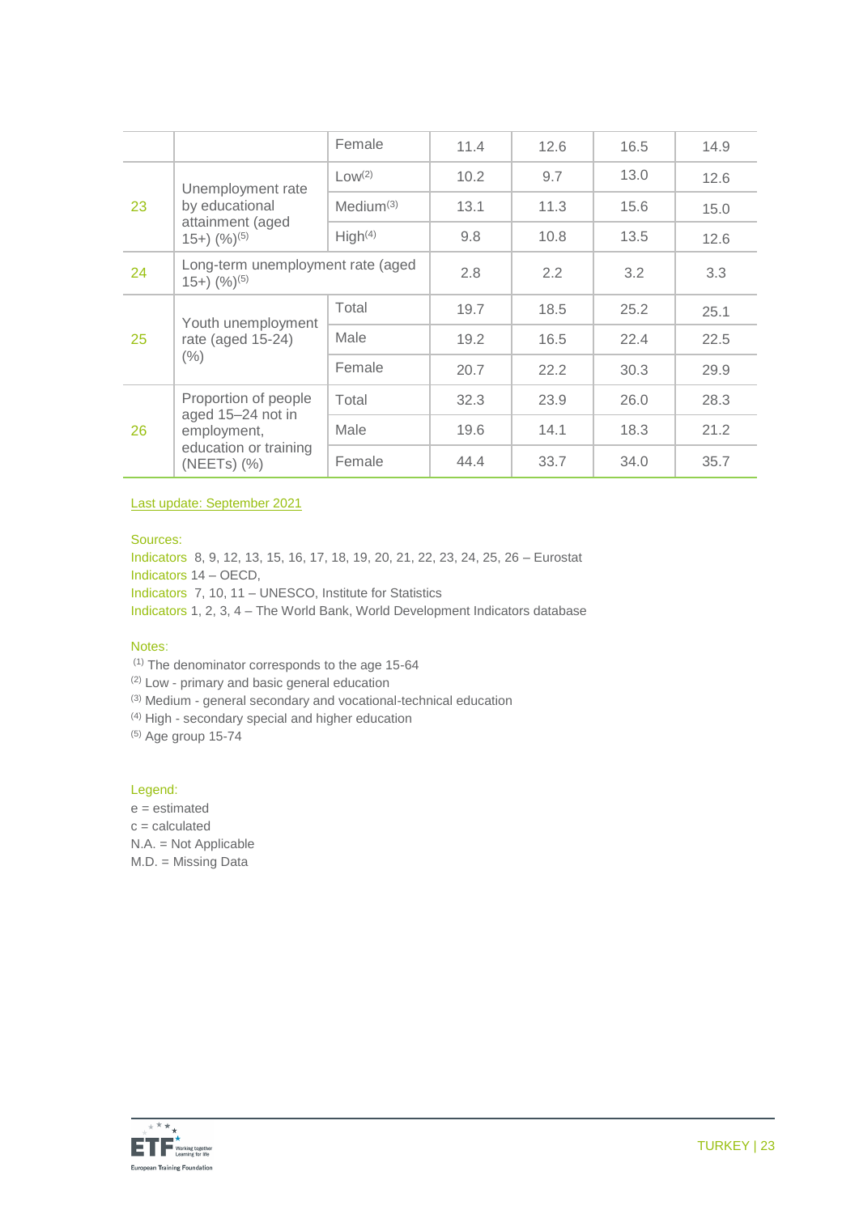|  |  | Female | 11.4 | 12.6 | 16.5 | 14.9 |
|---|---|---|---|---|---|---|
| 23 | Unemployment rate by educational attainment (aged 15+) (%)[5] | Low[2] | 10.2 | 9.7 | 13.0 | 12.6 |
|  |  | Medium[3] | 13.1 | 11.3 | 15.6 | 15.0 |
|  |  | High[4] | 9.8 | 10.8 | 13.5 | 12.6 |
| 24 | Long-term unemployment rate (aged 15+) (%)[5] |  | 2.8 | 2.2 | 3.2 | 3.3 |
| 25 | Youth unemployment rate (aged 15-24) (%) | Total | 19.7 | 18.5 | 25.2 | 25.1 |
|  |  | Male | 19.2 | 16.5 | 22.4 | 22.5 |
|  |  | Female | 20.7 | 22.2 | 30.3 | 29.9 |
| 26 | Proportion of people aged 15–24 not in employment, education or training (NEETs) (%) | Total | 32.3 | 23.9 | 26.0 | 28.3 |
|  |  | Male | 19.6 | 14.1 | 18.3 | 21.2 |
|  |  | Female | 44.4 | 33.7 | 34.0 | 35.7 |

Last update: September 2021

Sources:
Indicators 8, 9, 12, 13, 15, 16, 17, 18, 19, 20, 21, 22, 23, 24, 25, 26 – Eurostat
Indicators 14 – OECD,
Indicators 7, 10, 11 – UNESCO, Institute for Statistics
Indicators 1, 2, 3, 4 – The World Bank, World Development Indicators database

Notes:
(1) The denominator corresponds to the age 15-64
(2) Low - primary and basic general education
(3) Medium - general secondary and vocational-technical education
(4) High - secondary special and higher education
(5) Age group 15-74

Legend:
e = estimated
c = calculated
N.A. = Not Applicable
M.D. = Missing Data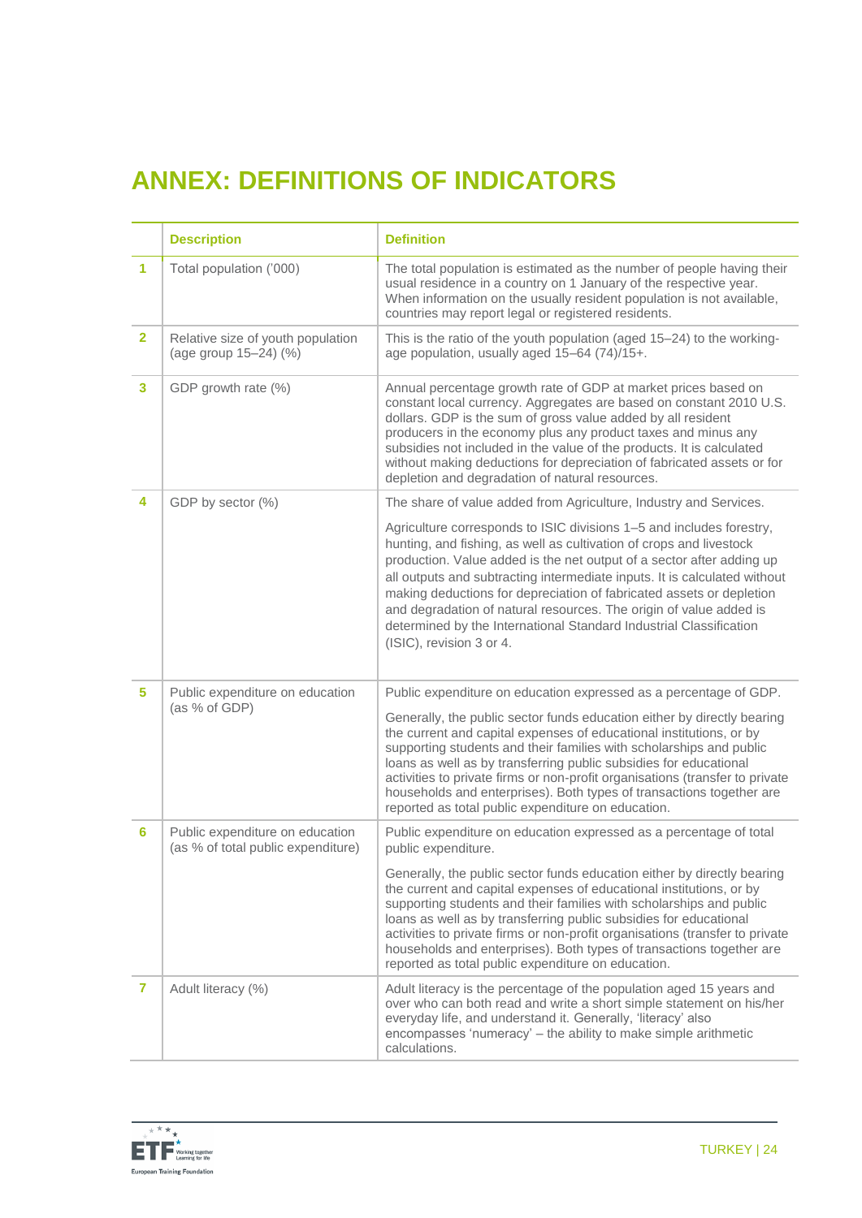# ANNEX: DEFINITIONS OF INDICATORS

| | Description | Definition |
|---|---|---|
| 1 | Total population ('000) | The total population is estimated as the number of people having their usual residence in a country on 1 January of the respective year. When information on the usually resident population is not available, countries may report legal or registered residents. |
| 2 | Relative size of youth population (age group 15–24) (%) | This is the ratio of the youth population (aged 15–24) to the working-age population, usually aged 15–64 (74)/15+. |
| 3 | GDP growth rate (%) | Annual percentage growth rate of GDP at market prices based on constant local currency. Aggregates are based on constant 2010 U.S. dollars. GDP is the sum of gross value added by all resident producers in the economy plus any product taxes and minus any subsidies not included in the value of the products. It is calculated without making deductions for depreciation of fabricated assets or for depletion and degradation of natural resources. |
| 4 | GDP by sector (%) | The share of value added from Agriculture, Industry and Services.<br><br>Agriculture corresponds to ISIC divisions 1–5 and includes forestry, hunting, and fishing, as well as cultivation of crops and livestock production. Value added is the net output of a sector after adding up all outputs and subtracting intermediate inputs. It is calculated without making deductions for depreciation of fabricated assets or depletion and degradation of natural resources. The origin of value added is determined by the International Standard Industrial Classification (ISIC), revision 3 or 4. |
| 5 | Public expenditure on education (as % of GDP) | Public expenditure on education expressed as a percentage of GDP.<br><br>Generally, the public sector funds education either by directly bearing the current and capital expenses of educational institutions, or by supporting students and their families with scholarships and public loans as well as by transferring public subsidies for educational activities to private firms or non-profit organisations (transfer to private households and enterprises). Both types of transactions together are reported as total public expenditure on education. |
| 6 | Public expenditure on education (as % of total public expenditure) | Public expenditure on education expressed as a percentage of total public expenditure.<br><br>Generally, the public sector funds education either by directly bearing the current and capital expenses of educational institutions, or by supporting students and their families with scholarships and public loans as well as by transferring public subsidies for educational activities to private firms or non-profit organisations (transfer to private households and enterprises). Both types of transactions together are reported as total public expenditure on education. |
| 7 | Adult literacy (%) | Adult literacy is the percentage of the population aged 15 years and over who can both read and write a short simple statement on his/her everyday life, and understand it. Generally, 'literacy' also encompasses 'numeracy' – the ability to make simple arithmetic calculations. |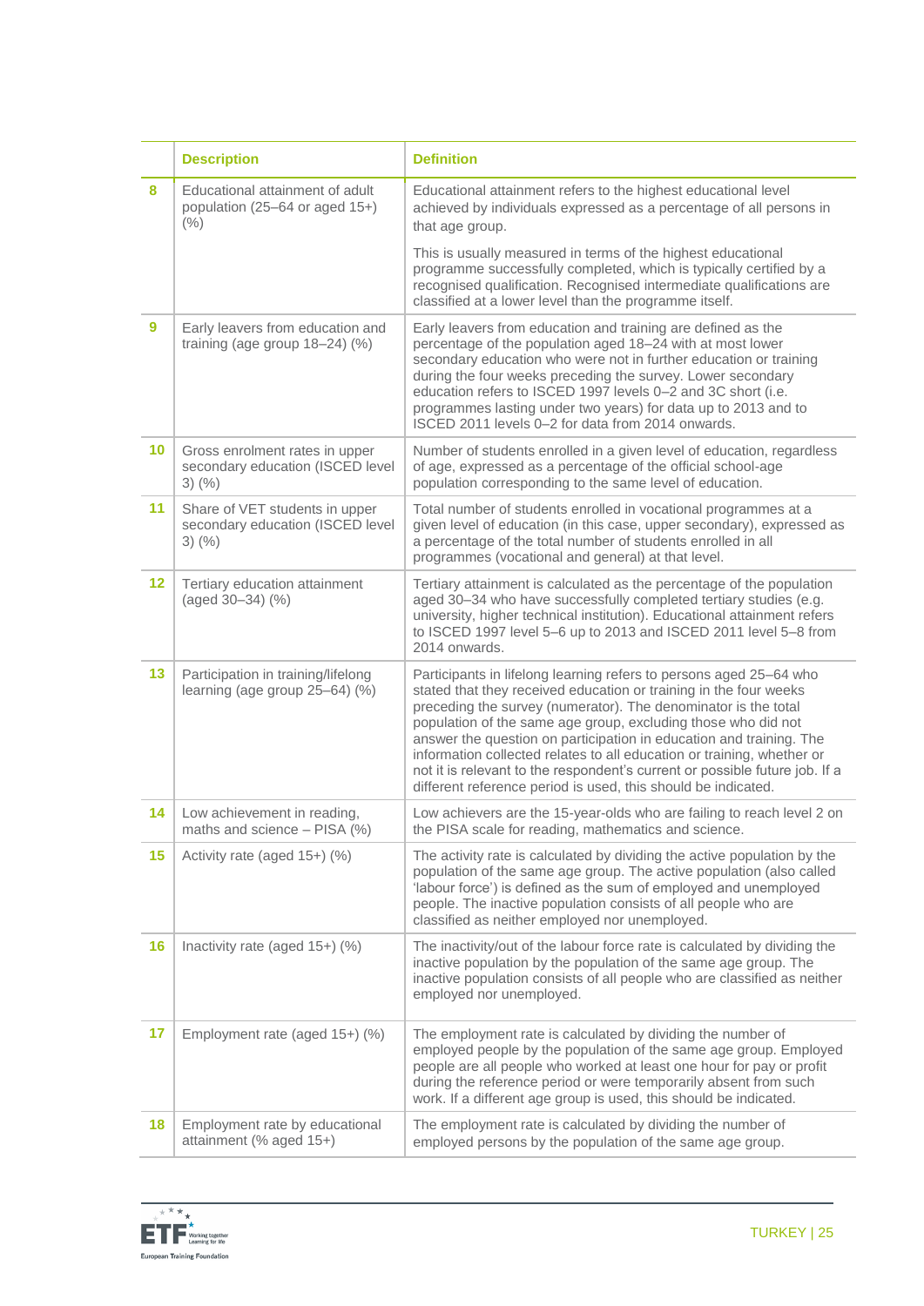| | Description | Definition |
|---|---|---|
| 8 | Educational attainment of adult population (25–64 or aged 15+) (%) | Educational attainment refers to the highest educational level achieved by individuals expressed as a percentage of all persons in that age group.<br><br>This is usually measured in terms of the highest educational programme successfully completed, which is typically certified by a recognised qualification. Recognised intermediate qualifications are classified at a lower level than the programme itself. |
| 9 | Early leavers from education and training (age group 18–24) (%) | Early leavers from education and training are defined as the percentage of the population aged 18–24 with at most lower secondary education who were not in further education or training during the four weeks preceding the survey. Lower secondary education refers to ISCED 1997 levels 0–2 and 3C short (i.e. programmes lasting under two years) for data up to 2013 and to ISCED 2011 levels 0–2 for data from 2014 onwards. |
| 10 | Gross enrolment rates in upper secondary education (ISCED level 3) (%) | Number of students enrolled in a given level of education, regardless of age, expressed as a percentage of the official school-age population corresponding to the same level of education. |
| 11 | Share of VET students in upper secondary education (ISCED level 3) (%) | Total number of students enrolled in vocational programmes at a given level of education (in this case, upper secondary), expressed as a percentage of the total number of students enrolled in all programmes (vocational and general) at that level. |
| 12 | Tertiary education attainment (aged 30–34) (%) | Tertiary attainment is calculated as the percentage of the population aged 30–34 who have successfully completed tertiary studies (e.g. university, higher technical institution). Educational attainment refers to ISCED 1997 level 5–6 up to 2013 and ISCED 2011 level 5–8 from 2014 onwards. |
| 13 | Participation in training/lifelong learning (age group 25–64) (%) | Participants in lifelong learning refers to persons aged 25–64 who stated that they received education or training in the four weeks preceding the survey (numerator). The denominator is the total population of the same age group, excluding those who did not answer the question on participation in education and training. The information collected relates to all education or training, whether or not it is relevant to the respondent's current or possible future job. If a different reference period is used, this should be indicated. |
| 14 | Low achievement in reading, maths and science – PISA (%) | Low achievers are the 15-year-olds who are failing to reach level 2 on the PISA scale for reading, mathematics and science. |
| 15 | Activity rate (aged 15+) (%) | The activity rate is calculated by dividing the active population by the population of the same age group. The active population (also called 'labour force') is defined as the sum of employed and unemployed people. The inactive population consists of all people who are classified as neither employed nor unemployed. |
| 16 | Inactivity rate (aged 15+) (%) | The inactivity/out of the labour force rate is calculated by dividing the inactive population by the population of the same age group. The inactive population consists of all people who are classified as neither employed nor unemployed. |
| 17 | Employment rate (aged 15+) (%) | The employment rate is calculated by dividing the number of employed people by the population of the same age group. Employed people are all people who worked at least one hour for pay or profit during the reference period or were temporarily absent from such work. If a different age group is used, this should be indicated. |
| 18 | Employment rate by educational attainment (% aged 15+) | The employment rate is calculated by dividing the number of employed persons by the population of the same age group. |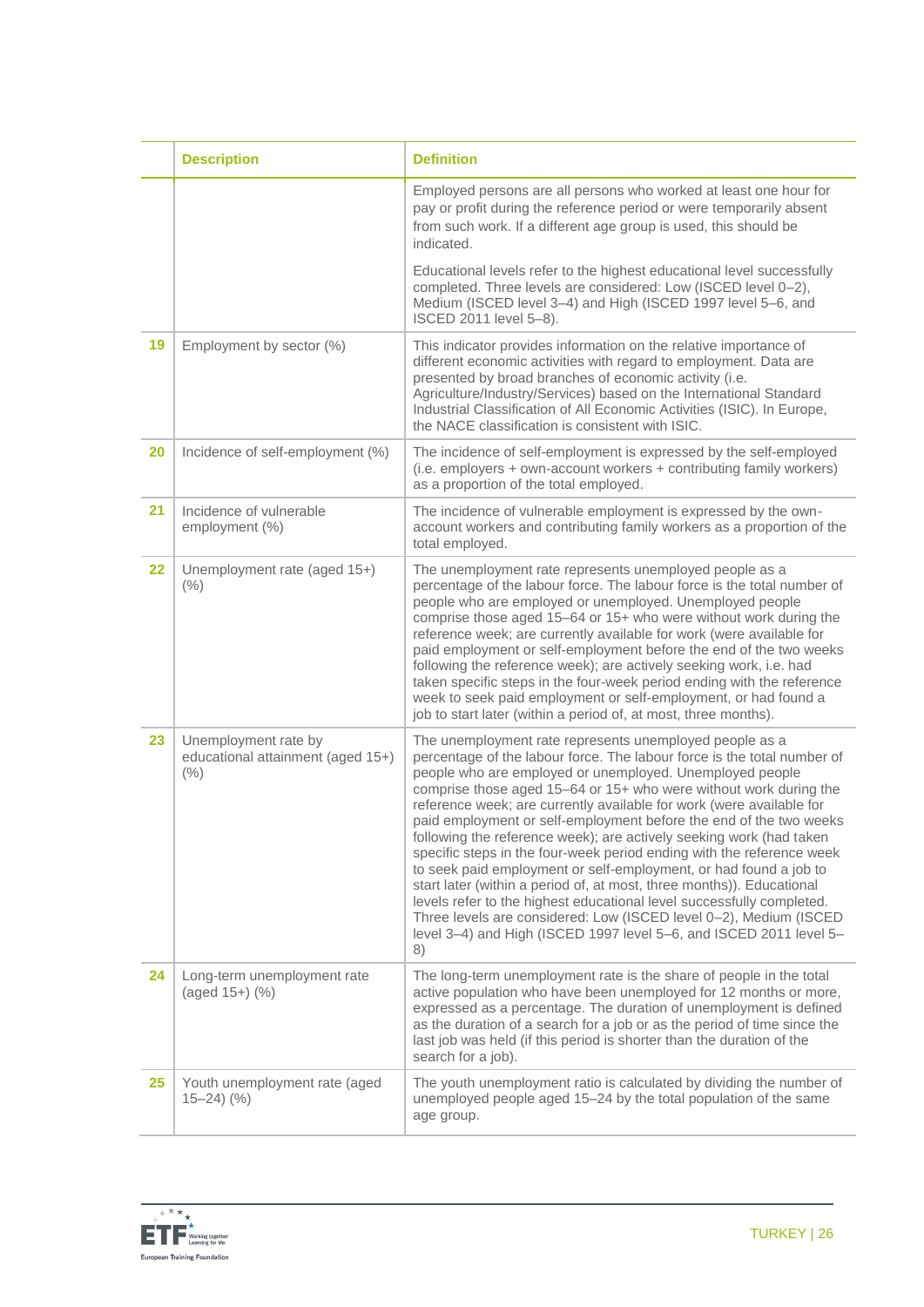| | Description | Definition |
|---|---|---|
| | | Employed persons are all persons who worked at least one hour for pay or profit during the reference period or were temporarily absent from such work. If a different age group is used, this should be indicated.<br><br>Educational levels refer to the highest educational level successfully completed. Three levels are considered: Low (ISCED level 0–2), Medium (ISCED level 3–4) and High (ISCED 1997 level 5–6, and ISCED 2011 level 5–8). |
| 19 | Employment by sector (%) | This indicator provides information on the relative importance of different economic activities with regard to employment. Data are presented by broad branches of economic activity (i.e. Agriculture/Industry/Services) based on the International Standard Industrial Classification of All Economic Activities (ISIC). In Europe, the NACE classification is consistent with ISIC. |
| 20 | Incidence of self-employment (%) | The incidence of self-employment is expressed by the self-employed (i.e. employers + own-account workers + contributing family workers) as a proportion of the total employed. |
| 21 | Incidence of vulnerable employment (%) | The incidence of vulnerable employment is expressed by the own-account workers and contributing family workers as a proportion of the total employed. |
| 22 | Unemployment rate (aged 15+) (%) | The unemployment rate represents unemployed people as a percentage of the labour force. The labour force is the total number of people who are employed or unemployed. Unemployed people comprise those aged 15–64 or 15+ who were without work during the reference week; are currently available for work (were available for paid employment or self-employment before the end of the two weeks following the reference week); are actively seeking work, i.e. had taken specific steps in the four-week period ending with the reference week to seek paid employment or self-employment, or had found a job to start later (within a period of, at most, three months). |
| 23 | Unemployment rate by educational attainment (aged 15+) (%) | The unemployment rate represents unemployed people as a percentage of the labour force. The labour force is the total number of people who are employed or unemployed. Unemployed people comprise those aged 15–64 or 15+ who were without work during the reference week; are currently available for work (were available for paid employment or self-employment before the end of the two weeks following the reference week); are actively seeking work (had taken specific steps in the four-week period ending with the reference week to seek paid employment or self-employment, or had found a job to start later (within a period of, at most, three months)). Educational levels refer to the highest educational level successfully completed. Three levels are considered: Low (ISCED level 0–2), Medium (ISCED level 3–4) and High (ISCED 1997 level 5–6, and ISCED 2011 level 5–8) |
| 24 | Long-term unemployment rate (aged 15+) (%) | The long-term unemployment rate is the share of people in the total active population who have been unemployed for 12 months or more, expressed as a percentage. The duration of unemployment is defined as the duration of a search for a job or as the period of time since the last job was held (if this period is shorter than the duration of the search for a job). |
| 25 | Youth unemployment rate (aged 15–24) (%) | The youth unemployment ratio is calculated by dividing the number of unemployed people aged 15–24 by the total population of the same age group. |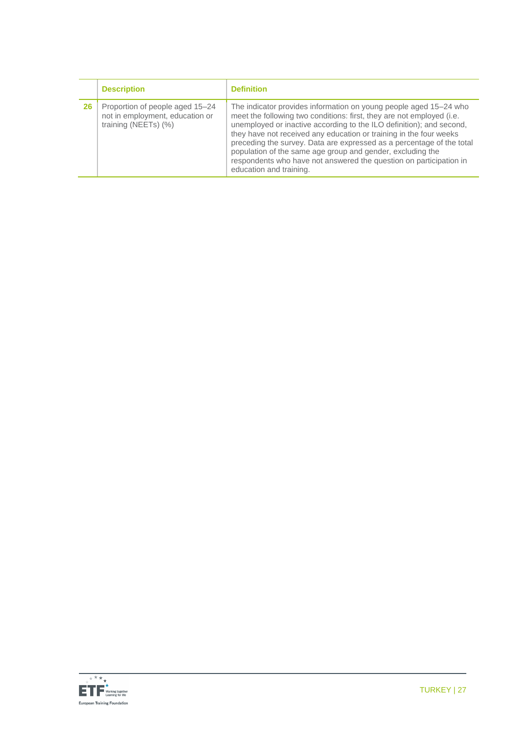| | Description | Definition |
|---|---|---|
| 26 | Proportion of people aged 15–24 not in employment, education or training (NEETs) (%) | The indicator provides information on young people aged 15–24 who meet the following two conditions: first, they are not employed (i.e. unemployed or inactive according to the ILO definition); and second, they have not received any education or training in the four weeks preceding the survey. Data are expressed as a percentage of the total population of the same age group and gender, excluding the respondents who have not answered the question on participation in education and training. |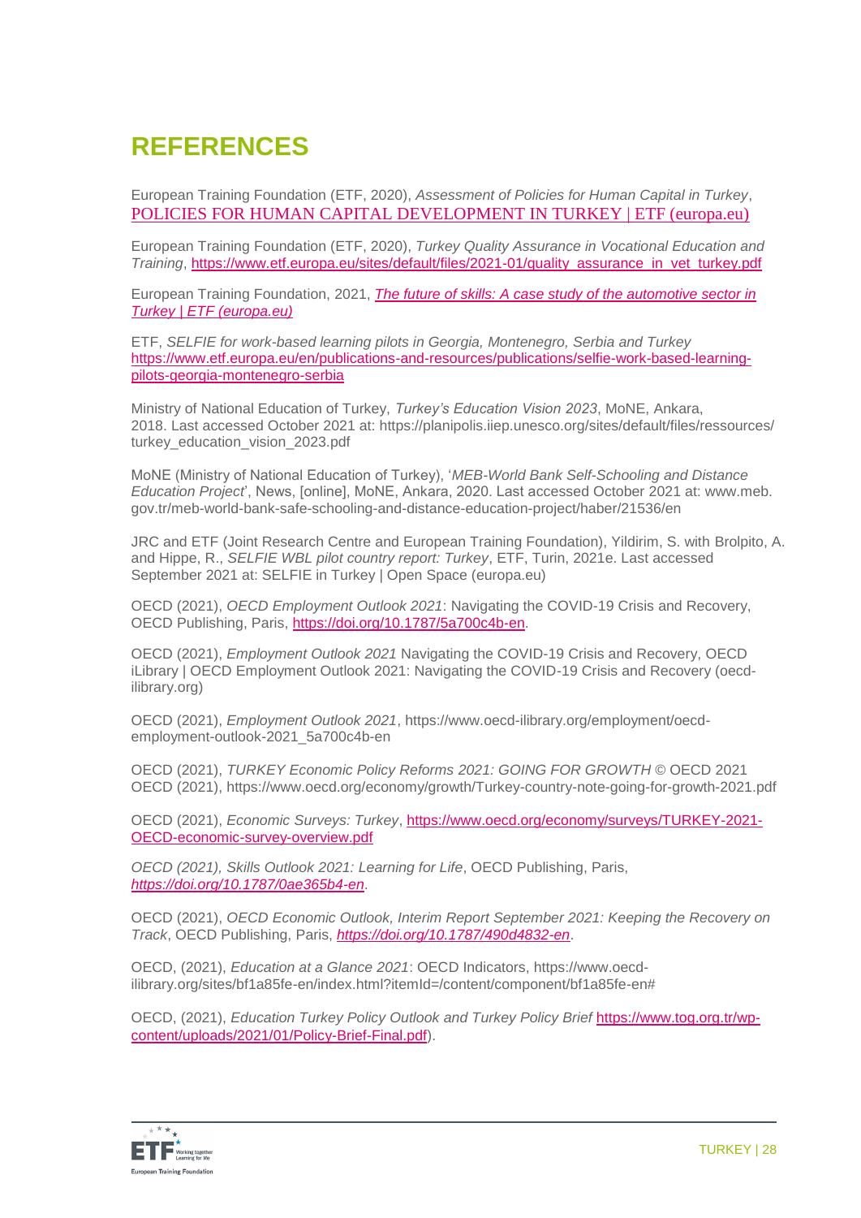# REFERENCES

European Training Foundation (ETF, 2020), *Assessment of Policies for Human Capital in Turkey*, POLICIES FOR HUMAN CAPITAL DEVELOPMENT IN TURKEY | ETF (europa.eu)

European Training Foundation (ETF, 2020), *Turkey Quality Assurance in Vocational Education and Training*, https://www.etf.europa.eu/sites/default/files/2021-01/quality_assurance_in_vet_turkey.pdf

European Training Foundation, 2021, *The future of skills: A case study of the automotive sector in Turkey | ETF (europa.eu)*

ETF, *SELFIE for work-based learning pilots in Georgia, Montenegro, Serbia and Turkey* https://www.etf.europa.eu/en/publications-and-resources/publications/selfie-work-based-learning-pilots-georgia-montenegro-serbia

Ministry of National Education of Turkey, *Turkey's Education Vision 2023*, MoNE, Ankara, 2018. Last accessed October 2021 at: https://planipolis.iiep.unesco.org/sites/default/files/ressources/turkey_education_vision_2023.pdf

MoNE (Ministry of National Education of Turkey), '*MEB-World Bank Self-Schooling and Distance Education Project*', News, [online], MoNE, Ankara, 2020. Last accessed October 2021 at: www.meb.gov.tr/meb-world-bank-safe-schooling-and-distance-education-project/haber/21536/en

JRC and ETF (Joint Research Centre and European Training Foundation), Yildirim, S. with Brolpito, A. and Hippe, R., *SELFIE WBL pilot country report: Turkey*, ETF, Turin, 2021e. Last accessed September 2021 at: SELFIE in Turkey | Open Space (europa.eu)

OECD (2021), *OECD Employment Outlook 2021*: Navigating the COVID-19 Crisis and Recovery, OECD Publishing, Paris, https://doi.org/10.1787/5a700c4b-en.

OECD (2021), *Employment Outlook 2021* Navigating the COVID-19 Crisis and Recovery, OECD iLibrary | OECD Employment Outlook 2021: Navigating the COVID-19 Crisis and Recovery (oecd-ilibrary.org)

OECD (2021), *Employment Outlook 2021*, https://www.oecd-ilibrary.org/employment/oecd-employment-outlook-2021_5a700c4b-en

OECD (2021), *TURKEY Economic Policy Reforms 2021: GOING FOR GROWTH* © OECD 2021 OECD (2021), https://www.oecd.org/economy/growth/Turkey-country-note-going-for-growth-2021.pdf

OECD (2021), *Economic Surveys: Turkey*, https://www.oecd.org/economy/surveys/TURKEY-2021-OECD-economic-survey-overview.pdf

*OECD (2021), Skills Outlook 2021: Learning for Life*, OECD Publishing, Paris, *https://doi.org/10.1787/0ae365b4-en*.

OECD (2021), *OECD Economic Outlook, Interim Report September 2021: Keeping the Recovery on Track*, OECD Publishing, Paris, *https://doi.org/10.1787/490d4832-en*.

OECD, (2021), *Education at a Glance 2021*: OECD Indicators, https://www.oecd-ilibrary.org/sites/bf1a85fe-en/index.html?itemId=/content/component/bf1a85fe-en#

OECD, (2021), *Education Turkey Policy Outlook and Turkey Policy Brief* https://www.tog.org.tr/wp-content/uploads/2021/01/Policy-Brief-Final.pdf).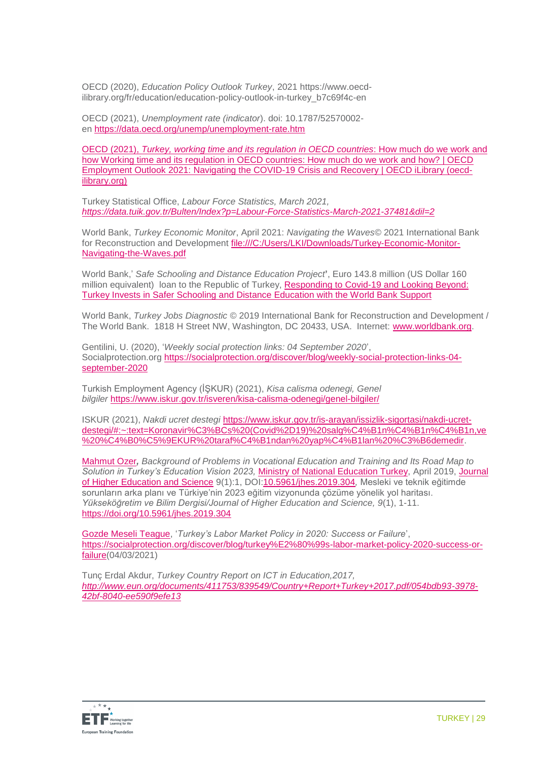OECD (2020), *Education Policy Outlook Turkey*, 2021 https://www.oecd-ilibrary.org/fr/education/education-policy-outlook-in-turkey_b7c69f4c-en

OECD (2021), *Unemployment rate (indicator*). doi: 10.1787/52570002-en https://data.oecd.org/unemp/unemployment-rate.htm

OECD (2021), *Turkey, working time and its regulation in OECD countries*: How much do we work and how Working time and its regulation in OECD countries: How much do we work and how? | OECD Employment Outlook 2021: Navigating the COVID-19 Crisis and Recovery | OECD iLibrary (oecd-ilibrary.org)

Turkey Statistical Office, *Labour Force Statistics, March 2021, https://data.tuik.gov.tr/Bulten/Index?p=Labour-Force-Statistics-March-2021-37481&dil=2*

World Bank, *Turkey Economic Monitor*, April 2021: *Navigating the Waves*© 2021 International Bank for Reconstruction and Development file:///C:/Users/LKI/Downloads/Turkey-Economic-Monitor-Navigating-the-Waves.pdf

World Bank,' *Safe Schooling and Distance Education Project*', Euro 143.8 million (US Dollar 160 million equivalent) loan to the Republic of Turkey, Responding to Covid-19 and Looking Beyond: Turkey Invests in Safer Schooling and Distance Education with the World Bank Support

World Bank, *Turkey Jobs Diagnostic* © 2019 International Bank for Reconstruction and Development / The World Bank. 1818 H Street NW, Washington, DC 20433, USA. Internet: www.worldbank.org.

Gentilini, U. (2020), '*Weekly social protection links: 04 September 2020*', Socialprotection.org https://socialprotection.org/discover/blog/weekly-social-protection-links-04-september-2020

Turkish Employment Agency (İŞKUR) (2021), *Kisa calisma odenegi, Genel bilgiler* https://www.iskur.gov.tr/isveren/kisa-calisma-odenegi/genel-bilgiler/

ISKUR (2021), *Nakdi ucret destegi* https://www.iskur.gov.tr/is-arayan/issizlik-sigortasi/nakdi-ucret-destegi/#:~:text=Koronavir%C3%BCs%20(Covid%2D19)%20salg%C4%B1n%C4%B1n%C4%B1n,ve%20%C4%B0%C5%9EKUR%20taraf%C4%B1ndan%20yap%C4%B1lan%20%C3%B6demedir.

Mahmut Ozer**,** *Background of Problems in Vocational Education and Training and Its Road Map to Solution in Turkey's Education Vision 2023,* Ministry of National Education Turkey, April 2019, Journal of Higher Education and Science 9(1):1, DOI:10.5961/jhes.2019.304*,* Mesleki ve teknik eğitimde sorunların arka planı ve Türkiye'nin 2023 eğitim vizyonunda çözüme yönelik yol haritası. *Yükseköğretim ve Bilim Dergisi/Journal of Higher Education and Science, 9*(1), 1-11. https://doi.org/10.5961/jhes.2019.304

Gozde Meseli Teague, '*Turkey's Labor Market Policy in 2020: Success or Failure*', https://socialprotection.org/discover/blog/turkey%E2%80%99s-labor-market-policy-2020-success-or-failure(04/03/2021)

Tunç Erdal Akdur, *Turkey Country Report on ICT in Education,2017, http://www.eun.org/documents/411753/839549/Country+Report+Turkey+2017.pdf/054bdb93-3978-42bf-8040-ee590f9efe13*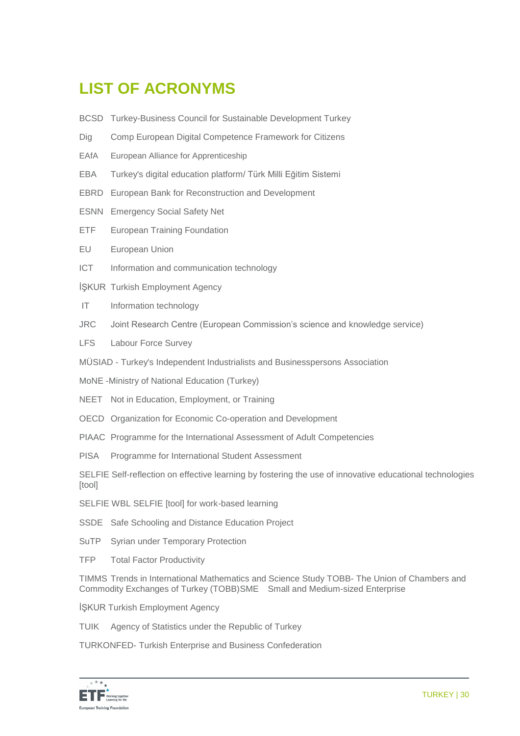# LIST OF ACRONYMS

BCSD Turkey-Business Council for Sustainable Development Turkey

Dig Comp European Digital Competence Framework for Citizens

EAfA European Alliance for Apprenticeship

EBA Turkey's digital education platform/ Türk Milli Eğitim Sistemi

EBRD European Bank for Reconstruction and Development

ESNN Emergency Social Safety Net

ETF European Training Foundation

EU European Union

ICT Information and communication technology

İŞKUR Turkish Employment Agency

IT Information technology

JRC Joint Research Centre (European Commission's science and knowledge service)

LFS Labour Force Survey

MÜSIAD - Turkey's Independent Industrialists and Businesspersons Association

MoNE -Ministry of National Education (Turkey)

NEET Not in Education, Employment, or Training

OECD Organization for Economic Co-operation and Development

PIAAC Programme for the International Assessment of Adult Competencies

PISA Programme for International Student Assessment

SELFIE Self-reflection on effective learning by fostering the use of innovative educational technologies [tool]

SELFIE WBL SELFIE [tool] for work-based learning

SSDE Safe Schooling and Distance Education Project

SuTP Syrian under Temporary Protection

TFP Total Factor Productivity

TIMMS Trends in International Mathematics and Science Study TOBB- The Union of Chambers and Commodity Exchanges of Turkey (TOBB)SME Small and Medium-sized Enterprise

İŞKUR Turkish Employment Agency

TUIK Agency of Statistics under the Republic of Turkey

TURKONFED- Turkish Enterprise and Business Confederation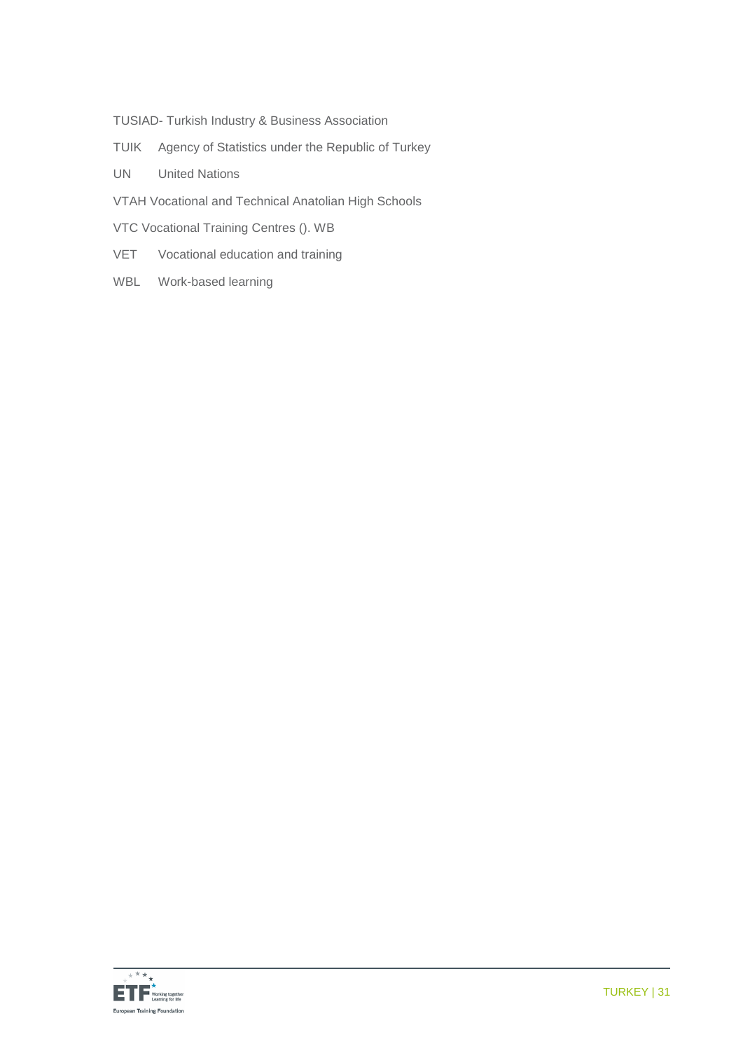TUSIAD- Turkish Industry & Business Association

TUIK Agency of Statistics under the Republic of Turkey

UN United Nations

VTAH Vocational and Technical Anatolian High Schools

VTC Vocational Training Centres (). WB

VET Vocational education and training

WBL Work-based learning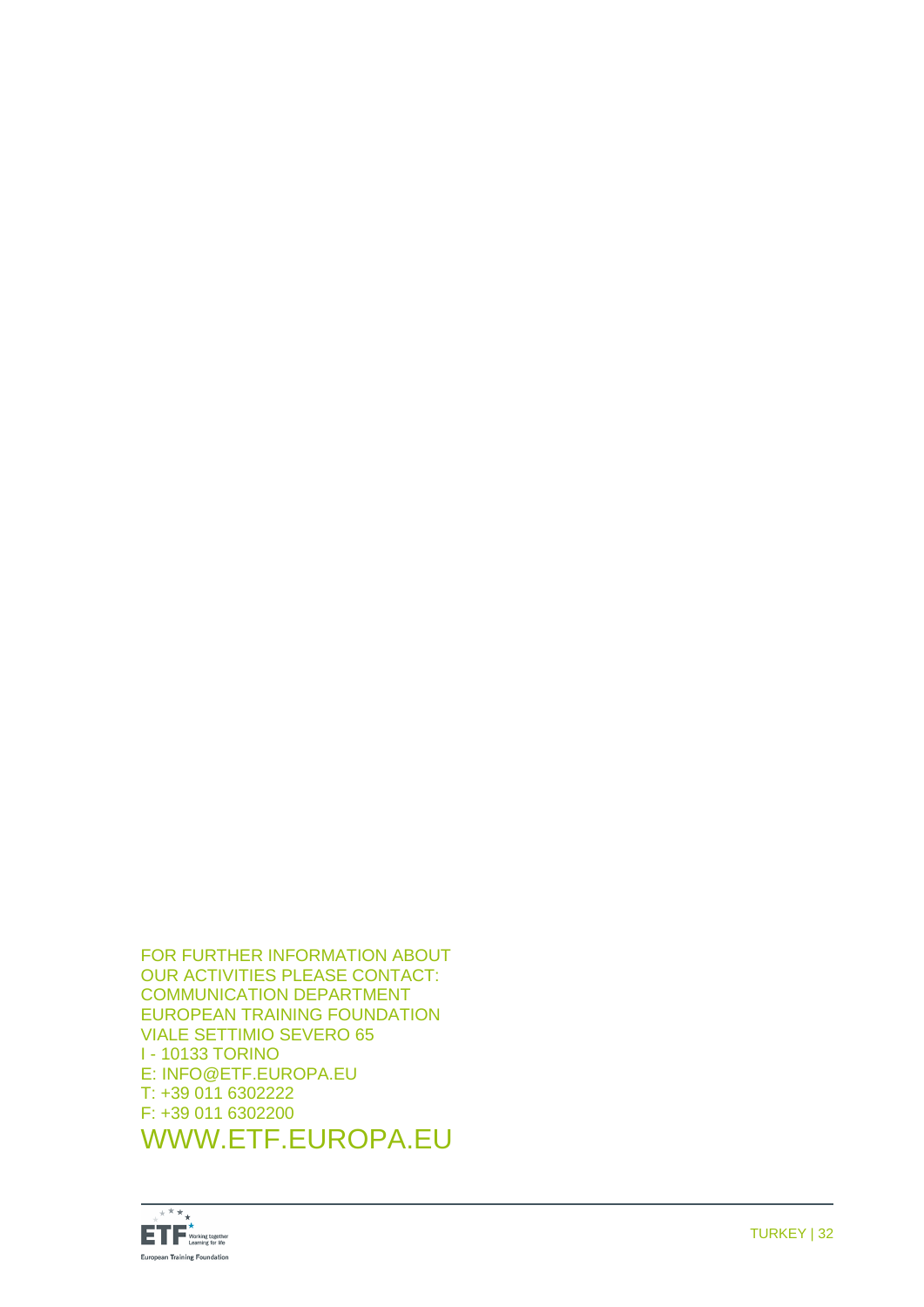FOR FURTHER INFORMATION ABOUT
OUR ACTIVITIES PLEASE CONTACT:
COMMUNICATION DEPARTMENT
EUROPEAN TRAINING FOUNDATION
VIALE SETTIMIO SEVERO 65
I - 10133 TORINO
E: INFO@ETF.EUROPA.EU
T: +39 011 6302222
F: +39 011 6302200

WWW.ETF.EUROPA.EU